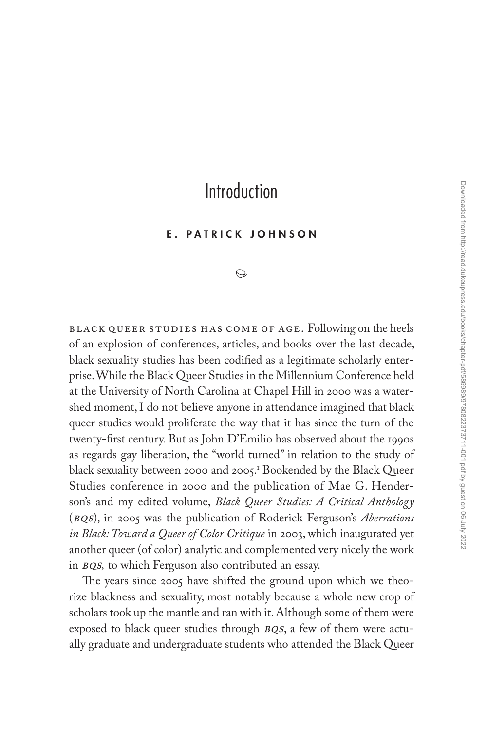# Introduction

**E. PATRICK JOHNSON**

BLACK QUEER STUDIES HAS COME OF AGE. Following on the heels of an explosion of conferences, articles, and books over the last decade, black sexuality studies has been codified as a legitimate scholarly enterprise. While the Black Queer Studies in the Millennium Conference held at the University of North Carolina at Chapel Hill in 2000 was a watershed moment, I do not believe anyone in attendance imagined that black queer studies would proliferate the way that it has since the turn of the twenty-first century. But as John D'Emilio has observed about the 1990s as regards gay liberation, the "world turned" in relation to the study of black sexuality between 2000 and 2005.[1] Bookended by the Black Queer Studies conference in 2000 and the publication of Mae G. Henderson's and my edited volume, *Black Queer Studies: A Critical Anthology* (*BQS*), in 2005 was the publication of Roderick Ferguson's *Aberrations in Black: Toward a Queer of Color Critique* in 2003, which inaugurated yet another queer (of color) analytic and complemented very nicely the work in *BQS,* to which Ferguson also contributed an essay.

The years since 2005 have shifted the ground upon which we theorize blackness and sexuality, most notably because a whole new crop of scholars took up the mantle and ran with it. Although some of them were exposed to black queer studies through *BQS*, a few of them were actually graduate and undergraduate students who attended the Black Queer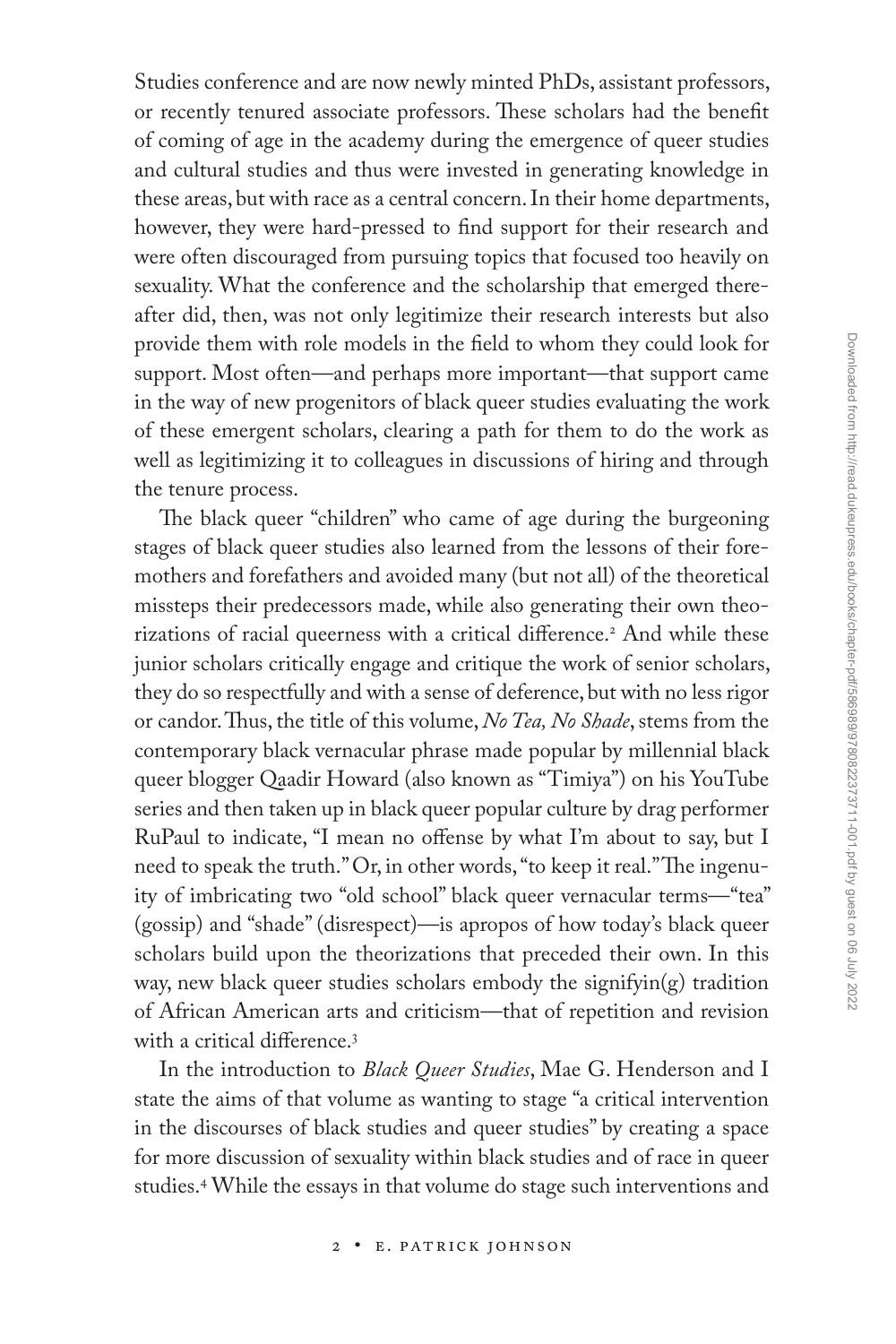Studies conference and are now newly minted PhDs, assistant professors, or recently tenured associate professors. These scholars had the benefit of coming of age in the academy during the emergence of queer studies and cultural studies and thus were invested in generating knowledge in these areas, but with race as a central concern. In their home departments, however, they were hard-pressed to find support for their research and were often discouraged from pursuing topics that focused too heavily on sexuality. What the conference and the scholarship that emerged thereafter did, then, was not only legitimize their research interests but also provide them with role models in the field to whom they could look for support. Most often—and perhaps more important—that support came in the way of new progenitors of black queer studies evaluating the work of these emergent scholars, clearing a path for them to do the work as well as legitimizing it to colleagues in discussions of hiring and through the tenure process.

The black queer "children" who came of age during the burgeoning stages of black queer studies also learned from the lessons of their foremothers and forefathers and avoided many (but not all) of the theoretical missteps their predecessors made, while also generating their own theorizations of racial queerness with a critical difference.[2] And while these junior scholars critically engage and critique the work of senior scholars, they do so respectfully and with a sense of deference, but with no less rigor or candor. Thus, the title of this volume, *No Tea, No Shade*, stems from the contemporary black vernacular phrase made popular by millennial black queer blogger Qaadir Howard (also known as "Timiya") on his YouTube series and then taken up in black queer popular culture by drag performer RuPaul to indicate, "I mean no offense by what I'm about to say, but I need to speak the truth." Or, in other words, "to keep it real." The ingenuity of imbricating two "old school" black queer vernacular terms—"tea" (gossip) and "shade" (disrespect)—is apropos of how today's black queer scholars build upon the theorizations that preceded their own. In this way, new black queer studies scholars embody the signifyin(g) tradition of African American arts and criticism—that of repetition and revision with a critical difference.[3]

In the introduction to *Black Queer Studies*, Mae G. Henderson and I state the aims of that volume as wanting to stage "a critical intervention in the discourses of black studies and queer studies" by creating a space for more discussion of sexuality within black studies and of race in queer studies.[4] While the essays in that volume do stage such interventions and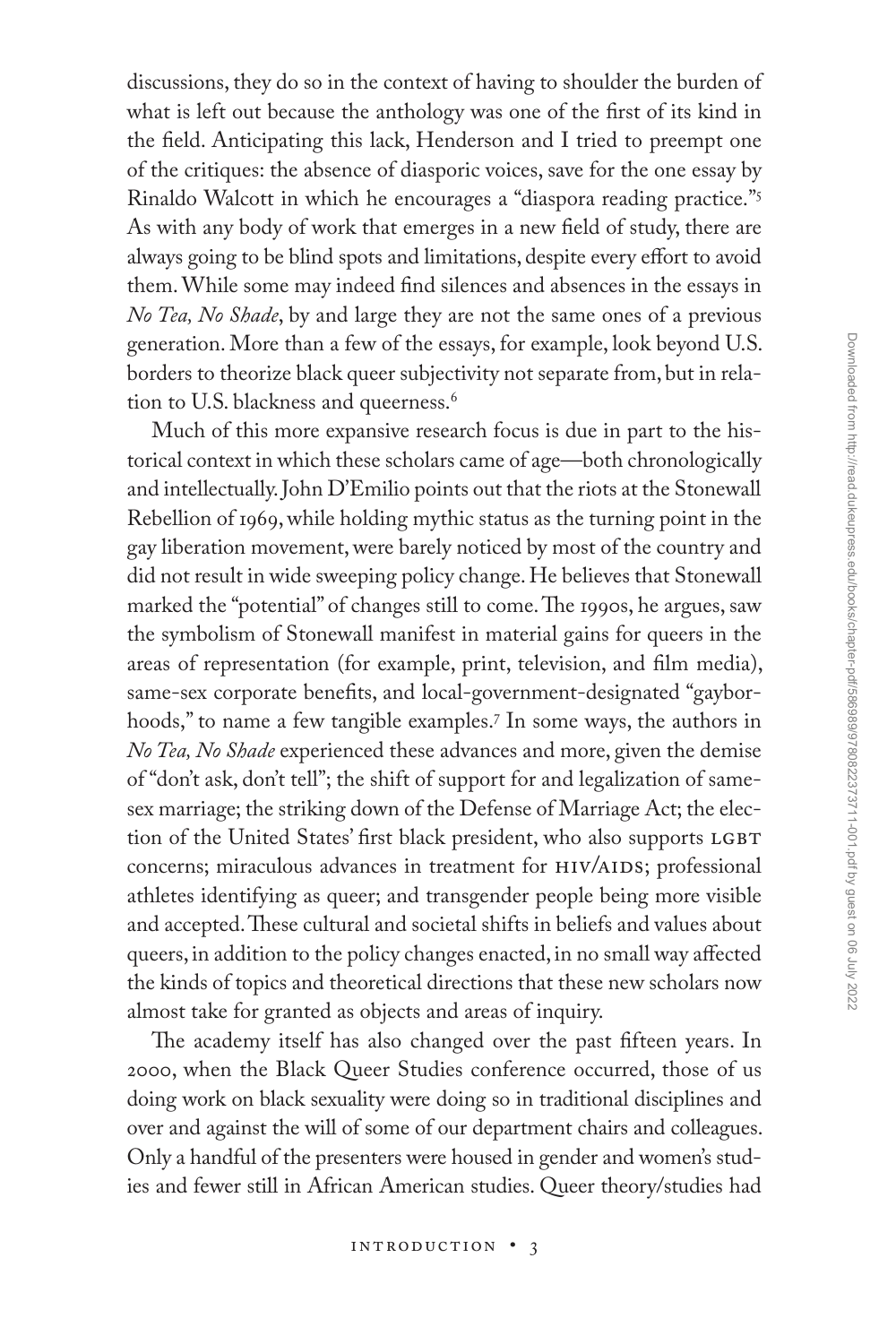discussions, they do so in the context of having to shoulder the burden of what is left out because the anthology was one of the first of its kind in the field. Anticipating this lack, Henderson and I tried to preempt one of the critiques: the absence of diasporic voices, save for the one essay by Rinaldo Walcott in which he encourages a "diaspora reading practice."[5] As with any body of work that emerges in a new field of study, there are always going to be blind spots and limitations, despite every effort to avoid them. While some may indeed find silences and absences in the essays in *No Tea, No Shade*, by and large they are not the same ones of a previous generation. More than a few of the essays, for example, look beyond U.S. borders to theorize black queer subjectivity not separate from, but in relation to U.S. blackness and queerness.[6]

Much of this more expansive research focus is due in part to the historical context in which these scholars came of age—both chronologically and intellectually. John D'Emilio points out that the riots at the Stonewall Rebellion of 1969, while holding mythic status as the turning point in the gay liberation movement, were barely noticed by most of the country and did not result in wide sweeping policy change. He believes that Stonewall marked the "potential" of changes still to come. The 1990s, he argues, saw the symbolism of Stonewall manifest in material gains for queers in the areas of representation (for example, print, television, and film media), same-sex corporate benefits, and local-government-designated "gayborhoods," to name a few tangible examples.[7] In some ways, the authors in *No Tea, No Shade* experienced these advances and more, given the demise of "don't ask, don't tell"; the shift of support for and legalization of same-sex marriage; the striking down of the Defense of Marriage Act; the election of the United States' first black president, who also supports LGBT concerns; miraculous advances in treatment for HIV/AIDS; professional athletes identifying as queer; and transgender people being more visible and accepted. These cultural and societal shifts in beliefs and values about queers, in addition to the policy changes enacted, in no small way affected the kinds of topics and theoretical directions that these new scholars now almost take for granted as objects and areas of inquiry.

The academy itself has also changed over the past fifteen years. In 2000, when the Black Queer Studies conference occurred, those of us doing work on black sexuality were doing so in traditional disciplines and over and against the will of some of our department chairs and colleagues. Only a handful of the presenters were housed in gender and women's studies and fewer still in African American studies. Queer theory/studies had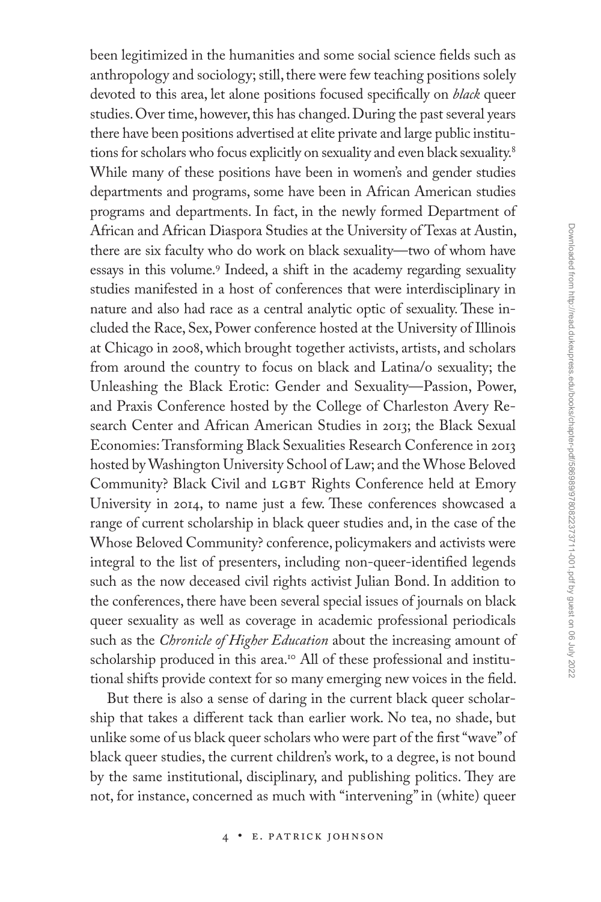been legitimized in the humanities and some social science fields such as anthropology and sociology; still, there were few teaching positions solely devoted to this area, let alone positions focused specifically on *black* queer studies. Over time, however, this has changed. During the past several years there have been positions advertised at elite private and large public institutions for scholars who focus explicitly on sexuality and even black sexuality.[8] While many of these positions have been in women's and gender studies departments and programs, some have been in African American studies programs and departments. In fact, in the newly formed Department of African and African Diaspora Studies at the University of Texas at Austin, there are six faculty who do work on black sexuality—two of whom have essays in this volume.[9] Indeed, a shift in the academy regarding sexuality studies manifested in a host of conferences that were interdisciplinary in nature and also had race as a central analytic optic of sexuality. These included the Race, Sex, Power conference hosted at the University of Illinois at Chicago in 2008, which brought together activists, artists, and scholars from around the country to focus on black and Latina/o sexuality; the Unleashing the Black Erotic: Gender and Sexuality—Passion, Power, and Praxis Conference hosted by the College of Charleston Avery Research Center and African American Studies in 2013; the Black Sexual Economies: Transforming Black Sexualities Research Conference in 2013 hosted by Washington University School of Law; and the Whose Beloved Community? Black Civil and LGBT Rights Conference held at Emory University in 2014, to name just a few. These conferences showcased a range of current scholarship in black queer studies and, in the case of the Whose Beloved Community? conference, policymakers and activists were integral to the list of presenters, including non-queer-identified legends such as the now deceased civil rights activist Julian Bond. In addition to the conferences, there have been several special issues of journals on black queer sexuality as well as coverage in academic professional periodicals such as the *Chronicle of Higher Education* about the increasing amount of scholarship produced in this area.[10] All of these professional and institutional shifts provide context for so many emerging new voices in the field.

But there is also a sense of daring in the current black queer scholarship that takes a different tack than earlier work. No tea, no shade, but unlike some of us black queer scholars who were part of the first "wave" of black queer studies, the current children's work, to a degree, is not bound by the same institutional, disciplinary, and publishing politics. They are not, for instance, concerned as much with "intervening" in (white) queer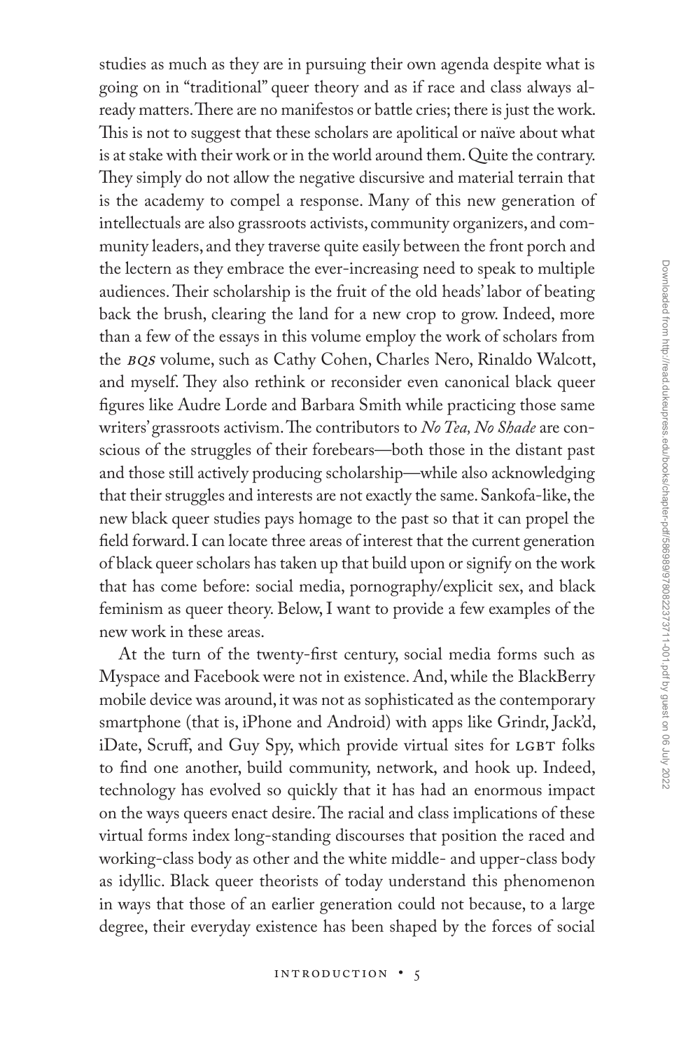studies as much as they are in pursuing their own agenda despite what is going on in "traditional" queer theory and as if race and class always already matters. There are no manifestos or battle cries; there is just the work. This is not to suggest that these scholars are apolitical or naïve about what is at stake with their work or in the world around them. Quite the contrary. They simply do not allow the negative discursive and material terrain that is the academy to compel a response. Many of this new generation of intellectuals are also grassroots activists, community organizers, and community leaders, and they traverse quite easily between the front porch and the lectern as they embrace the ever-increasing need to speak to multiple audiences. Their scholarship is the fruit of the old heads' labor of beating back the brush, clearing the land for a new crop to grow. Indeed, more than a few of the essays in this volume employ the work of scholars from the *BQS* volume, such as Cathy Cohen, Charles Nero, Rinaldo Walcott, and myself. They also rethink or reconsider even canonical black queer figures like Audre Lorde and Barbara Smith while practicing those same writers' grassroots activism. The contributors to *No Tea, No Shade* are conscious of the struggles of their forebears—both those in the distant past and those still actively producing scholarship—while also acknowledging that their struggles and interests are not exactly the same. Sankofa-like, the new black queer studies pays homage to the past so that it can propel the field forward. I can locate three areas of interest that the current generation of black queer scholars has taken up that build upon or signify on the work that has come before: social media, pornography/explicit sex, and black feminism as queer theory. Below, I want to provide a few examples of the new work in these areas.

At the turn of the twenty-first century, social media forms such as Myspace and Facebook were not in existence. And, while the BlackBerry mobile device was around, it was not as sophisticated as the contemporary smartphone (that is, iPhone and Android) with apps like Grindr, Jack'd, iDate, Scruff, and Guy Spy, which provide virtual sites for LGBT folks to find one another, build community, network, and hook up. Indeed, technology has evolved so quickly that it has had an enormous impact on the ways queers enact desire. The racial and class implications of these virtual forms index long-standing discourses that position the raced and working-class body as other and the white middle- and upper-class body as idyllic. Black queer theorists of today understand this phenomenon in ways that those of an earlier generation could not because, to a large degree, their everyday existence has been shaped by the forces of social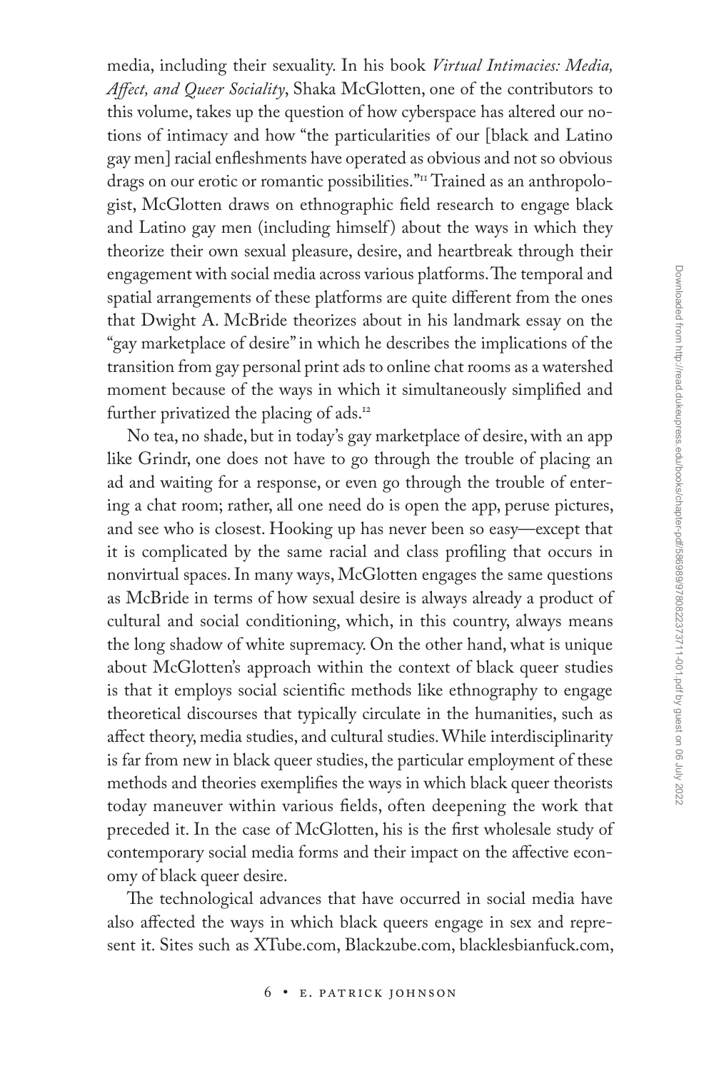media, including their sexuality. In his book *Virtual Intimacies: Media, Affect, and Queer Sociality*, Shaka McGlotten, one of the contributors to this volume, takes up the question of how cyberspace has altered our notions of intimacy and how "the particularities of our [black and Latino gay men] racial enfleshments have operated as obvious and not so obvious drags on our erotic or romantic possibilities."[11] Trained as an anthropologist, McGlotten draws on ethnographic field research to engage black and Latino gay men (including himself) about the ways in which they theorize their own sexual pleasure, desire, and heartbreak through their engagement with social media across various platforms. The temporal and spatial arrangements of these platforms are quite different from the ones that Dwight A. McBride theorizes about in his landmark essay on the "gay marketplace of desire" in which he describes the implications of the transition from gay personal print ads to online chat rooms as a watershed moment because of the ways in which it simultaneously simplified and further privatized the placing of ads.[12]

No tea, no shade, but in today's gay marketplace of desire, with an app like Grindr, one does not have to go through the trouble of placing an ad and waiting for a response, or even go through the trouble of entering a chat room; rather, all one need do is open the app, peruse pictures, and see who is closest. Hooking up has never been so easy—except that it is complicated by the same racial and class profiling that occurs in nonvirtual spaces. In many ways, McGlotten engages the same questions as McBride in terms of how sexual desire is always already a product of cultural and social conditioning, which, in this country, always means the long shadow of white supremacy. On the other hand, what is unique about McGlotten's approach within the context of black queer studies is that it employs social scientific methods like ethnography to engage theoretical discourses that typically circulate in the humanities, such as affect theory, media studies, and cultural studies. While interdisciplinarity is far from new in black queer studies, the particular employment of these methods and theories exemplifies the ways in which black queer theorists today maneuver within various fields, often deepening the work that preceded it. In the case of McGlotten, his is the first wholesale study of contemporary social media forms and their impact on the affective economy of black queer desire.

The technological advances that have occurred in social media have also affected the ways in which black queers engage in sex and represent it. Sites such as XTube.com, Black2ube.com, blacklesbianfuck.com,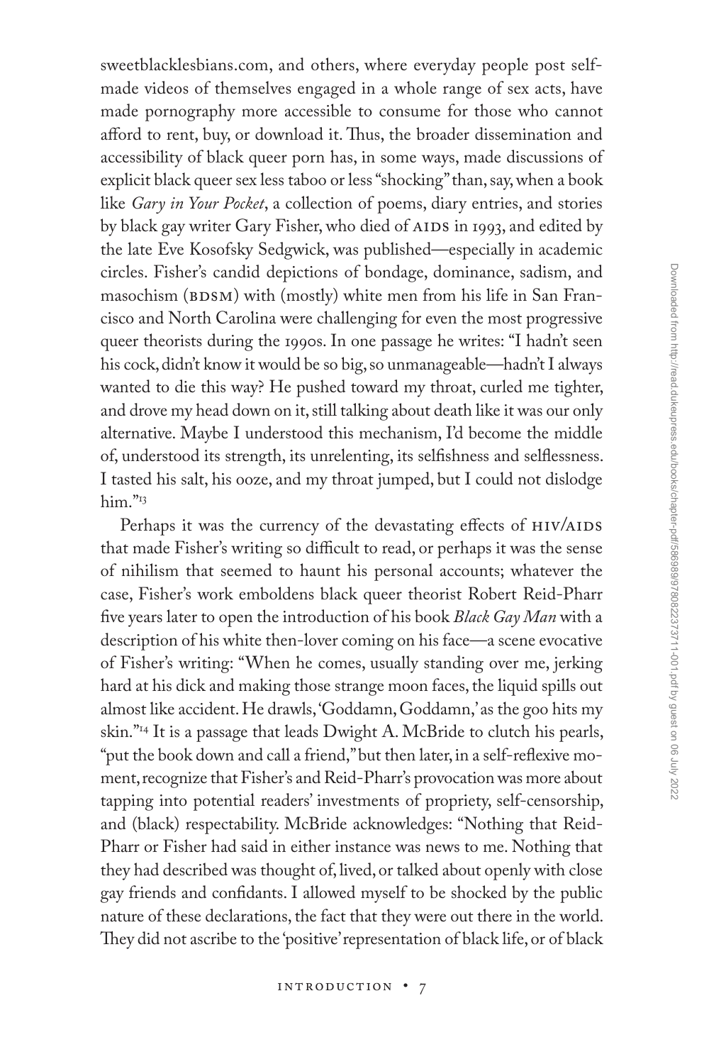sweetblacklesbians.com, and others, where everyday people post self-made videos of themselves engaged in a whole range of sex acts, have made pornography more accessible to consume for those who cannot afford to rent, buy, or download it. Thus, the broader dissemination and accessibility of black queer porn has, in some ways, made discussions of explicit black queer sex less taboo or less "shocking" than, say, when a book like *Gary in Your Pocket*, a collection of poems, diary entries, and stories by black gay writer Gary Fisher, who died of AIDS in 1993, and edited by the late Eve Kosofsky Sedgwick, was published—especially in academic circles. Fisher's candid depictions of bondage, dominance, sadism, and masochism (BDSM) with (mostly) white men from his life in San Francisco and North Carolina were challenging for even the most progressive queer theorists during the 1990s. In one passage he writes: "I hadn't seen his cock, didn't know it would be so big, so unmanageable—hadn't I always wanted to die this way? He pushed toward my throat, curled me tighter, and drove my head down on it, still talking about death like it was our only alternative. Maybe I understood this mechanism, I'd become the middle of, understood its strength, its unrelenting, its selfishness and selflessness. I tasted his salt, his ooze, and my throat jumped, but I could not dislodge him."[13]

Perhaps it was the currency of the devastating effects of HIV/AIDS that made Fisher's writing so difficult to read, or perhaps it was the sense of nihilism that seemed to haunt his personal accounts; whatever the case, Fisher's work emboldens black queer theorist Robert Reid-Pharr five years later to open the introduction of his book *Black Gay Man* with a description of his white then-lover coming on his face—a scene evocative of Fisher's writing: "When he comes, usually standing over me, jerking hard at his dick and making those strange moon faces, the liquid spills out almost like accident. He drawls, 'Goddamn, Goddamn,' as the goo hits my skin."[14] It is a passage that leads Dwight A. McBride to clutch his pearls, "put the book down and call a friend," but then later, in a self-reflexive moment, recognize that Fisher's and Reid-Pharr's provocation was more about tapping into potential readers' investments of propriety, self-censorship, and (black) respectability. McBride acknowledges: "Nothing that Reid-Pharr or Fisher had said in either instance was news to me. Nothing that they had described was thought of, lived, or talked about openly with close gay friends and confidants. I allowed myself to be shocked by the public nature of these declarations, the fact that they were out there in the world. They did not ascribe to the 'positive' representation of black life, or of black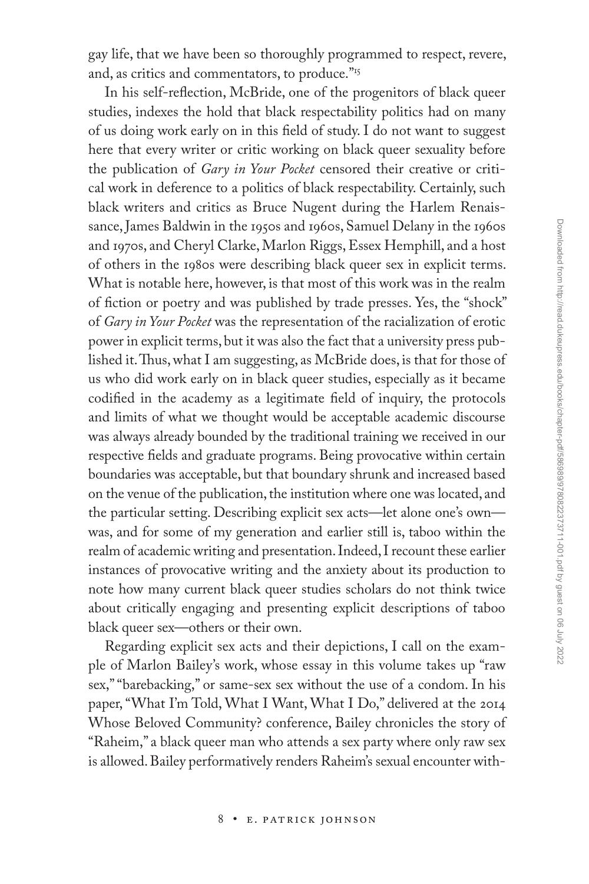gay life, that we have been so thoroughly programmed to respect, revere, and, as critics and commentators, to produce."[15]

In his self-reflection, McBride, one of the progenitors of black queer studies, indexes the hold that black respectability politics had on many of us doing work early on in this field of study. I do not want to suggest here that every writer or critic working on black queer sexuality before the publication of *Gary in Your Pocket* censored their creative or critical work in deference to a politics of black respectability. Certainly, such black writers and critics as Bruce Nugent during the Harlem Renaissance, James Baldwin in the 1950s and 1960s, Samuel Delany in the 1960s and 1970s, and Cheryl Clarke, Marlon Riggs, Essex Hemphill, and a host of others in the 1980s were describing black queer sex in explicit terms. What is notable here, however, is that most of this work was in the realm of fiction or poetry and was published by trade presses. Yes, the "shock" of *Gary in Your Pocket* was the representation of the racialization of erotic power in explicit terms, but it was also the fact that a university press published it. Thus, what I am suggesting, as McBride does, is that for those of us who did work early on in black queer studies, especially as it became codified in the academy as a legitimate field of inquiry, the protocols and limits of what we thought would be acceptable academic discourse was always already bounded by the traditional training we received in our respective fields and graduate programs. Being provocative within certain boundaries was acceptable, but that boundary shrunk and increased based on the venue of the publication, the institution where one was located, and the particular setting. Describing explicit sex acts—let alone one's own—was, and for some of my generation and earlier still is, taboo within the realm of academic writing and presentation. Indeed, I recount these earlier instances of provocative writing and the anxiety about its production to note how many current black queer studies scholars do not think twice about critically engaging and presenting explicit descriptions of taboo black queer sex—others or their own.

Regarding explicit sex acts and their depictions, I call on the example of Marlon Bailey's work, whose essay in this volume takes up "raw sex," "barebacking," or same-sex sex without the use of a condom. In his paper, "What I'm Told, What I Want, What I Do," delivered at the 2014 Whose Beloved Community? conference, Bailey chronicles the story of "Raheim," a black queer man who attends a sex party where only raw sex is allowed. Bailey performatively renders Raheim's sexual encounter with-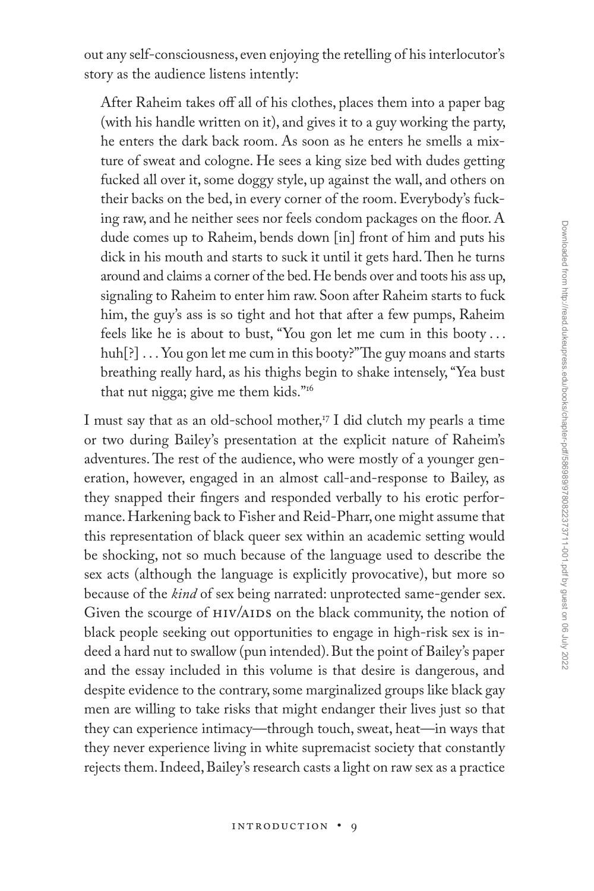out any self-consciousness, even enjoying the retelling of his interlocutor's story as the audience listens intently:

> After Raheim takes off all of his clothes, places them into a paper bag (with his handle written on it), and gives it to a guy working the party, he enters the dark back room. As soon as he enters he smells a mixture of sweat and cologne. He sees a king size bed with dudes getting fucked all over it, some doggy style, up against the wall, and others on their backs on the bed, in every corner of the room. Everybody's fucking raw, and he neither sees nor feels condom packages on the floor. A dude comes up to Raheim, bends down [in] front of him and puts his dick in his mouth and starts to suck it until it gets hard. Then he turns around and claims a corner of the bed. He bends over and toots his ass up, signaling to Raheim to enter him raw. Soon after Raheim starts to fuck him, the guy's ass is so tight and hot that after a few pumps, Raheim feels like he is about to bust, "You gon let me cum in this booty . . . huh[?] . . . You gon let me cum in this booty?" The guy moans and starts breathing really hard, as his thighs begin to shake intensely, "Yea bust that nut nigga; give me them kids."[16]

I must say that as an old-school mother,[17] I did clutch my pearls a time or two during Bailey's presentation at the explicit nature of Raheim's adventures. The rest of the audience, who were mostly of a younger generation, however, engaged in an almost call-and-response to Bailey, as they snapped their fingers and responded verbally to his erotic performance. Harkening back to Fisher and Reid-Pharr, one might assume that this representation of black queer sex within an academic setting would be shocking, not so much because of the language used to describe the sex acts (although the language is explicitly provocative), but more so because of the *kind* of sex being narrated: unprotected same-gender sex. Given the scourge of HIV/AIDS on the black community, the notion of black people seeking out opportunities to engage in high-risk sex is indeed a hard nut to swallow (pun intended). But the point of Bailey's paper and the essay included in this volume is that desire is dangerous, and despite evidence to the contrary, some marginalized groups like black gay men are willing to take risks that might endanger their lives just so that they can experience intimacy—through touch, sweat, heat—in ways that they never experience living in white supremacist society that constantly rejects them. Indeed, Bailey's research casts a light on raw sex as a practice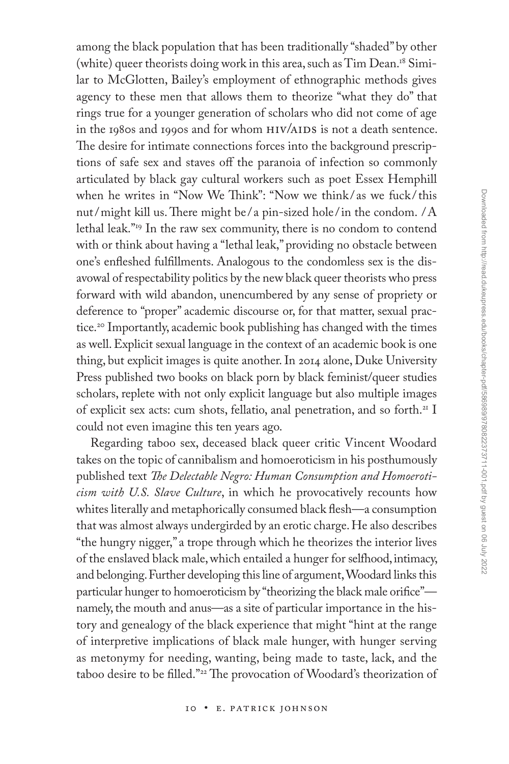among the black population that has been traditionally "shaded" by other (white) queer theorists doing work in this area, such as Tim Dean.[18] Similar to McGlotten, Bailey's employment of ethnographic methods gives agency to these men that allows them to theorize "what they do" that rings true for a younger generation of scholars who did not come of age in the 1980s and 1990s and for whom HIV/AIDS is not a death sentence. The desire for intimate connections forces into the background prescriptions of safe sex and staves off the paranoia of infection so commonly articulated by black gay cultural workers such as poet Essex Hemphill when he writes in "Now We Think": "Now we think / as we fuck / this nut / might kill us. There might be / a pin-sized hole / in the condom. / A lethal leak."[19] In the raw sex community, there is no condom to contend with or think about having a "lethal leak," providing no obstacle between one's enfleshed fulfillments. Analogous to the condomless sex is the disavowal of respectability politics by the new black queer theorists who press forward with wild abandon, unencumbered by any sense of propriety or deference to "proper" academic discourse or, for that matter, sexual practice.[20] Importantly, academic book publishing has changed with the times as well. Explicit sexual language in the context of an academic book is one thing, but explicit images is quite another. In 2014 alone, Duke University Press published two books on black porn by black feminist/queer studies scholars, replete with not only explicit language but also multiple images of explicit sex acts: cum shots, fellatio, anal penetration, and so forth.[21] I could not even imagine this ten years ago.

Regarding taboo sex, deceased black queer critic Vincent Woodard takes on the topic of cannibalism and homoeroticism in his posthumously published text *The Delectable Negro: Human Consumption and Homoeroticism with U.S. Slave Culture*, in which he provocatively recounts how whites literally and metaphorically consumed black flesh—a consumption that was almost always undergirded by an erotic charge. He also describes "the hungry nigger," a trope through which he theorizes the interior lives of the enslaved black male, which entailed a hunger for selfhood, intimacy, and belonging. Further developing this line of argument, Woodard links this particular hunger to homoeroticism by "theorizing the black male orifice"—namely, the mouth and anus—as a site of particular importance in the history and genealogy of the black experience that might "hint at the range of interpretive implications of black male hunger, with hunger serving as metonymy for needing, wanting, being made to taste, lack, and the taboo desire to be filled."[22] The provocation of Woodard's theorization of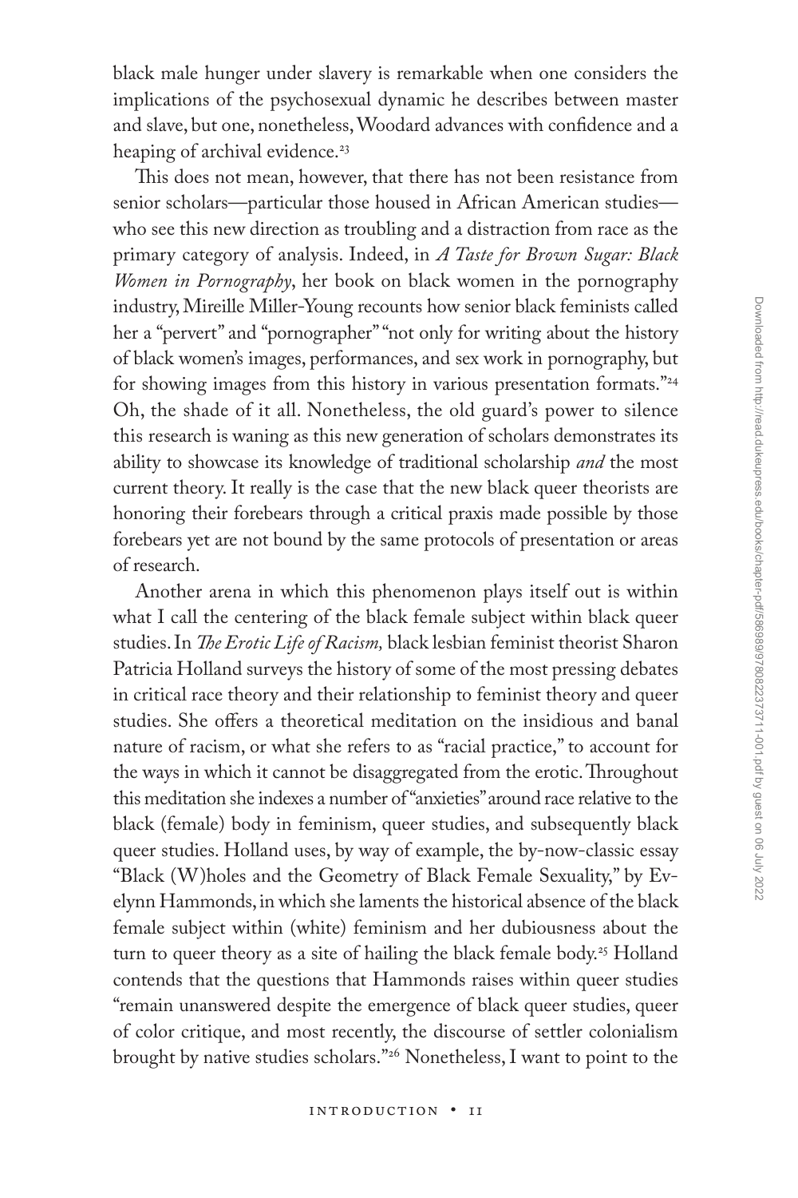black male hunger under slavery is remarkable when one considers the implications of the psychosexual dynamic he describes between master and slave, but one, nonetheless, Woodard advances with confidence and a heaping of archival evidence.[23]

This does not mean, however, that there has not been resistance from senior scholars—particular those housed in African American studies—who see this new direction as troubling and a distraction from race as the primary category of analysis. Indeed, in *A Taste for Brown Sugar: Black Women in Pornography*, her book on black women in the pornography industry, Mireille Miller-Young recounts how senior black feminists called her a "pervert" and "pornographer" "not only for writing about the history of black women's images, performances, and sex work in pornography, but for showing images from this history in various presentation formats."[24] Oh, the shade of it all. Nonetheless, the old guard's power to silence this research is waning as this new generation of scholars demonstrates its ability to showcase its knowledge of traditional scholarship *and* the most current theory. It really is the case that the new black queer theorists are honoring their forebears through a critical praxis made possible by those forebears yet are not bound by the same protocols of presentation or areas of research.

Another arena in which this phenomenon plays itself out is within what I call the centering of the black female subject within black queer studies. In *The Erotic Life of Racism,* black lesbian feminist theorist Sharon Patricia Holland surveys the history of some of the most pressing debates in critical race theory and their relationship to feminist theory and queer studies. She offers a theoretical meditation on the insidious and banal nature of racism, or what she refers to as "racial practice," to account for the ways in which it cannot be disaggregated from the erotic. Throughout this meditation she indexes a number of "anxieties" around race relative to the black (female) body in feminism, queer studies, and subsequently black queer studies. Holland uses, by way of example, the by-now-classic essay "Black (W)holes and the Geometry of Black Female Sexuality," by Evelynn Hammonds, in which she laments the historical absence of the black female subject within (white) feminism and her dubiousness about the turn to queer theory as a site of hailing the black female body.[25] Holland contends that the questions that Hammonds raises within queer studies "remain unanswered despite the emergence of black queer studies, queer of color critique, and most recently, the discourse of settler colonialism brought by native studies scholars."[26] Nonetheless, I want to point to the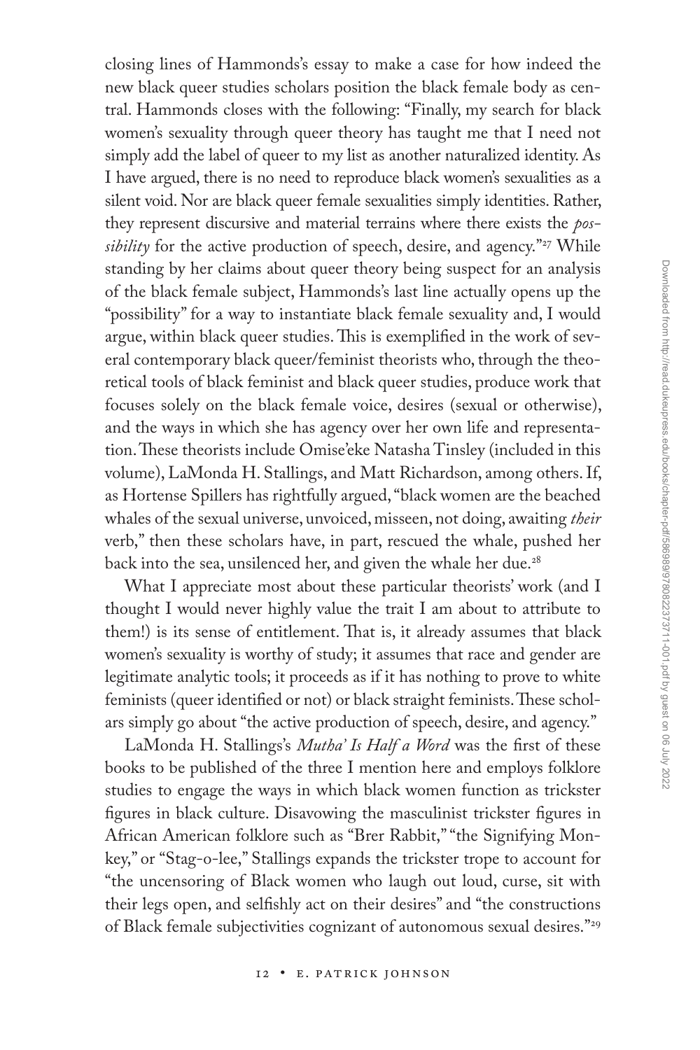closing lines of Hammonds's essay to make a case for how indeed the new black queer studies scholars position the black female body as central. Hammonds closes with the following: "Finally, my search for black women's sexuality through queer theory has taught me that I need not simply add the label of queer to my list as another naturalized identity. As I have argued, there is no need to reproduce black women's sexualities as a silent void. Nor are black queer female sexualities simply identities. Rather, they represent discursive and material terrains where there exists the *possibility* for the active production of speech, desire, and agency."[27] While standing by her claims about queer theory being suspect for an analysis of the black female subject, Hammonds's last line actually opens up the "possibility" for a way to instantiate black female sexuality and, I would argue, within black queer studies. This is exemplified in the work of several contemporary black queer/feminist theorists who, through the theoretical tools of black feminist and black queer studies, produce work that focuses solely on the black female voice, desires (sexual or otherwise), and the ways in which she has agency over her own life and representation. These theorists include Omise'eke Natasha Tinsley (included in this volume), LaMonda H. Stallings, and Matt Richardson, among others. If, as Hortense Spillers has rightfully argued, "black women are the beached whales of the sexual universe, unvoiced, misseen, not doing, awaiting *their* verb," then these scholars have, in part, rescued the whale, pushed her back into the sea, unsilenced her, and given the whale her due.[28]

What I appreciate most about these particular theorists' work (and I thought I would never highly value the trait I am about to attribute to them!) is its sense of entitlement. That is, it already assumes that black women's sexuality is worthy of study; it assumes that race and gender are legitimate analytic tools; it proceeds as if it has nothing to prove to white feminists (queer identified or not) or black straight feminists. These scholars simply go about "the active production of speech, desire, and agency."

LaMonda H. Stallings's *Mutha' Is Half a Word* was the first of these books to be published of the three I mention here and employs folklore studies to engage the ways in which black women function as trickster figures in black culture. Disavowing the masculinist trickster figures in African American folklore such as "Brer Rabbit," "the Signifying Monkey," or "Stag-o-lee," Stallings expands the trickster trope to account for "the uncensoring of Black women who laugh out loud, curse, sit with their legs open, and selfishly act on their desires" and "the constructions of Black female subjectivities cognizant of autonomous sexual desires."[29]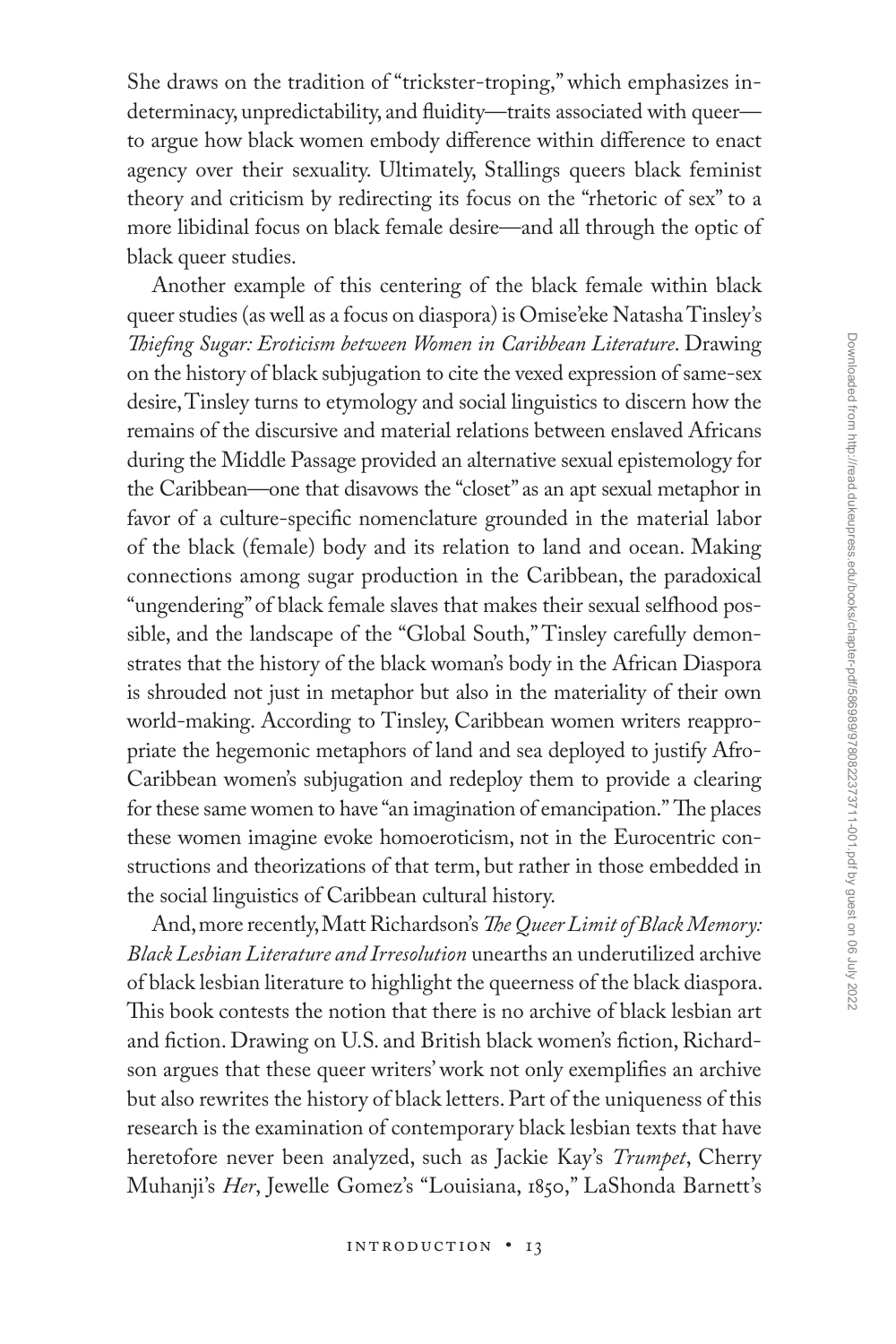She draws on the tradition of "trickster-troping," which emphasizes indeterminacy, unpredictability, and fluidity—traits associated with queer—to argue how black women embody difference within difference to enact agency over their sexuality. Ultimately, Stallings queers black feminist theory and criticism by redirecting its focus on the "rhetoric of sex" to a more libidinal focus on black female desire—and all through the optic of black queer studies.

Another example of this centering of the black female within black queer studies (as well as a focus on diaspora) is Omise'eke Natasha Tinsley's *Thiefing Sugar: Eroticism between Women in Caribbean Literature*. Drawing on the history of black subjugation to cite the vexed expression of same-sex desire, Tinsley turns to etymology and social linguistics to discern how the remains of the discursive and material relations between enslaved Africans during the Middle Passage provided an alternative sexual epistemology for the Caribbean—one that disavows the "closet" as an apt sexual metaphor in favor of a culture-specific nomenclature grounded in the material labor of the black (female) body and its relation to land and ocean. Making connections among sugar production in the Caribbean, the paradoxical "ungendering" of black female slaves that makes their sexual selfhood possible, and the landscape of the "Global South," Tinsley carefully demonstrates that the history of the black woman's body in the African Diaspora is shrouded not just in metaphor but also in the materiality of their own world-making. According to Tinsley, Caribbean women writers reappropriate the hegemonic metaphors of land and sea deployed to justify Afro-Caribbean women's subjugation and redeploy them to provide a clearing for these same women to have "an imagination of emancipation." The places these women imagine evoke homoeroticism, not in the Eurocentric constructions and theorizations of that term, but rather in those embedded in the social linguistics of Caribbean cultural history.

And, more recently, Matt Richardson's *The Queer Limit of Black Memory: Black Lesbian Literature and Irresolution* unearths an underutilized archive of black lesbian literature to highlight the queerness of the black diaspora. This book contests the notion that there is no archive of black lesbian art and fiction. Drawing on U.S. and British black women's fiction, Richardson argues that these queer writers' work not only exemplifies an archive but also rewrites the history of black letters. Part of the uniqueness of this research is the examination of contemporary black lesbian texts that have heretofore never been analyzed, such as Jackie Kay's *Trumpet*, Cherry Muhanji's *Her*, Jewelle Gomez's "Louisiana, 1850," LaShonda Barnett's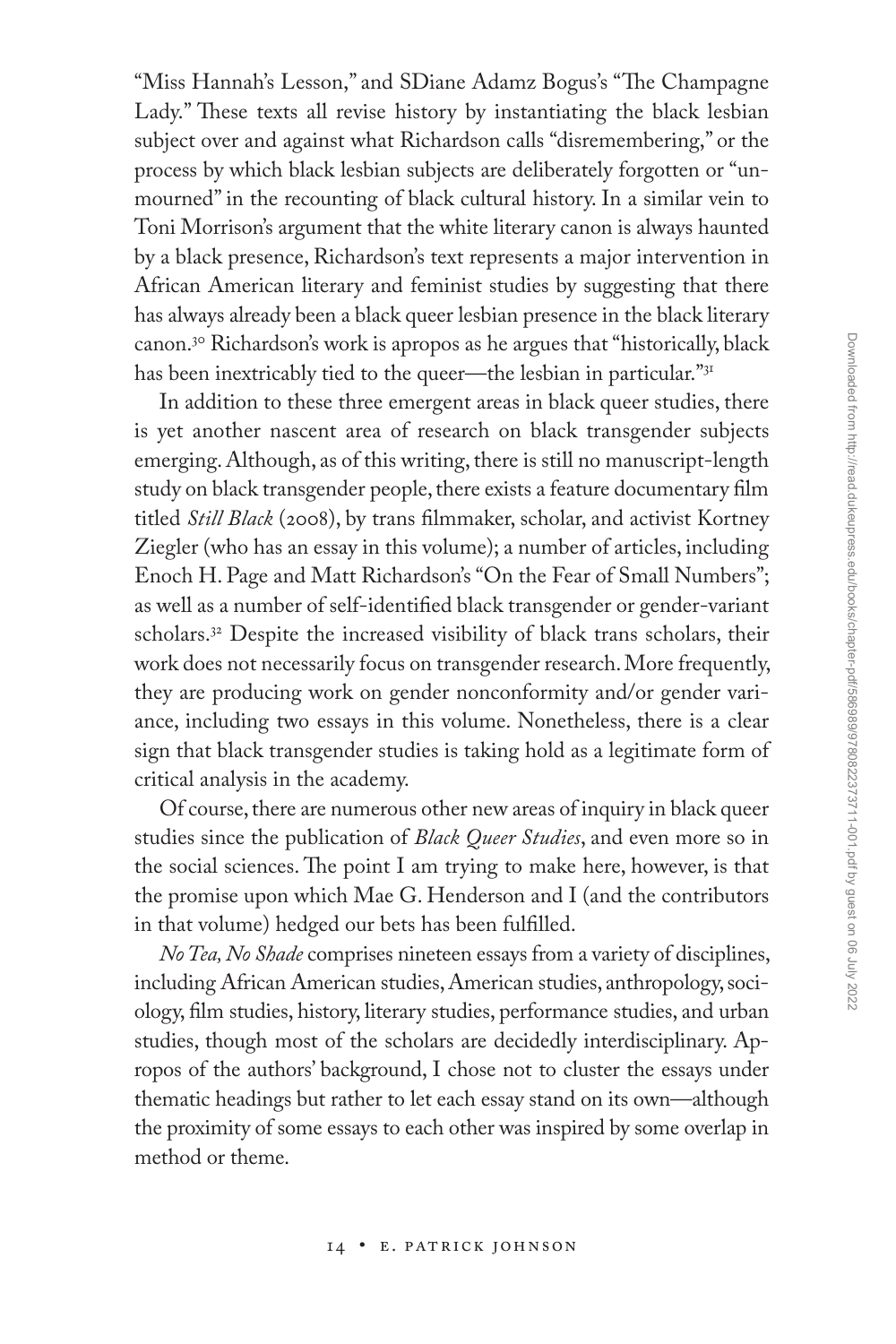"Miss Hannah's Lesson," and SDiane Adamz Bogus's "The Champagne Lady." These texts all revise history by instantiating the black lesbian subject over and against what Richardson calls "disremembering," or the process by which black lesbian subjects are deliberately forgotten or "unmourned" in the recounting of black cultural history. In a similar vein to Toni Morrison's argument that the white literary canon is always haunted by a black presence, Richardson's text represents a major intervention in African American literary and feminist studies by suggesting that there has always already been a black queer lesbian presence in the black literary canon.[30] Richardson's work is apropos as he argues that "historically, black has been inextricably tied to the queer—the lesbian in particular."[31]

In addition to these three emergent areas in black queer studies, there is yet another nascent area of research on black transgender subjects emerging. Although, as of this writing, there is still no manuscript-length study on black transgender people, there exists a feature documentary film titled *Still Black* (2008), by trans filmmaker, scholar, and activist Kortney Ziegler (who has an essay in this volume); a number of articles, including Enoch H. Page and Matt Richardson's "On the Fear of Small Numbers"; as well as a number of self-identified black transgender or gender-variant scholars.[32] Despite the increased visibility of black trans scholars, their work does not necessarily focus on transgender research. More frequently, they are producing work on gender nonconformity and/or gender variance, including two essays in this volume. Nonetheless, there is a clear sign that black transgender studies is taking hold as a legitimate form of critical analysis in the academy.

Of course, there are numerous other new areas of inquiry in black queer studies since the publication of *Black Queer Studies*, and even more so in the social sciences. The point I am trying to make here, however, is that the promise upon which Mae G. Henderson and I (and the contributors in that volume) hedged our bets has been fulfilled.

*No Tea, No Shade* comprises nineteen essays from a variety of disciplines, including African American studies, American studies, anthropology, sociology, film studies, history, literary studies, performance studies, and urban studies, though most of the scholars are decidedly interdisciplinary. Apropos of the authors' background, I chose not to cluster the essays under thematic headings but rather to let each essay stand on its own—although the proximity of some essays to each other was inspired by some overlap in method or theme.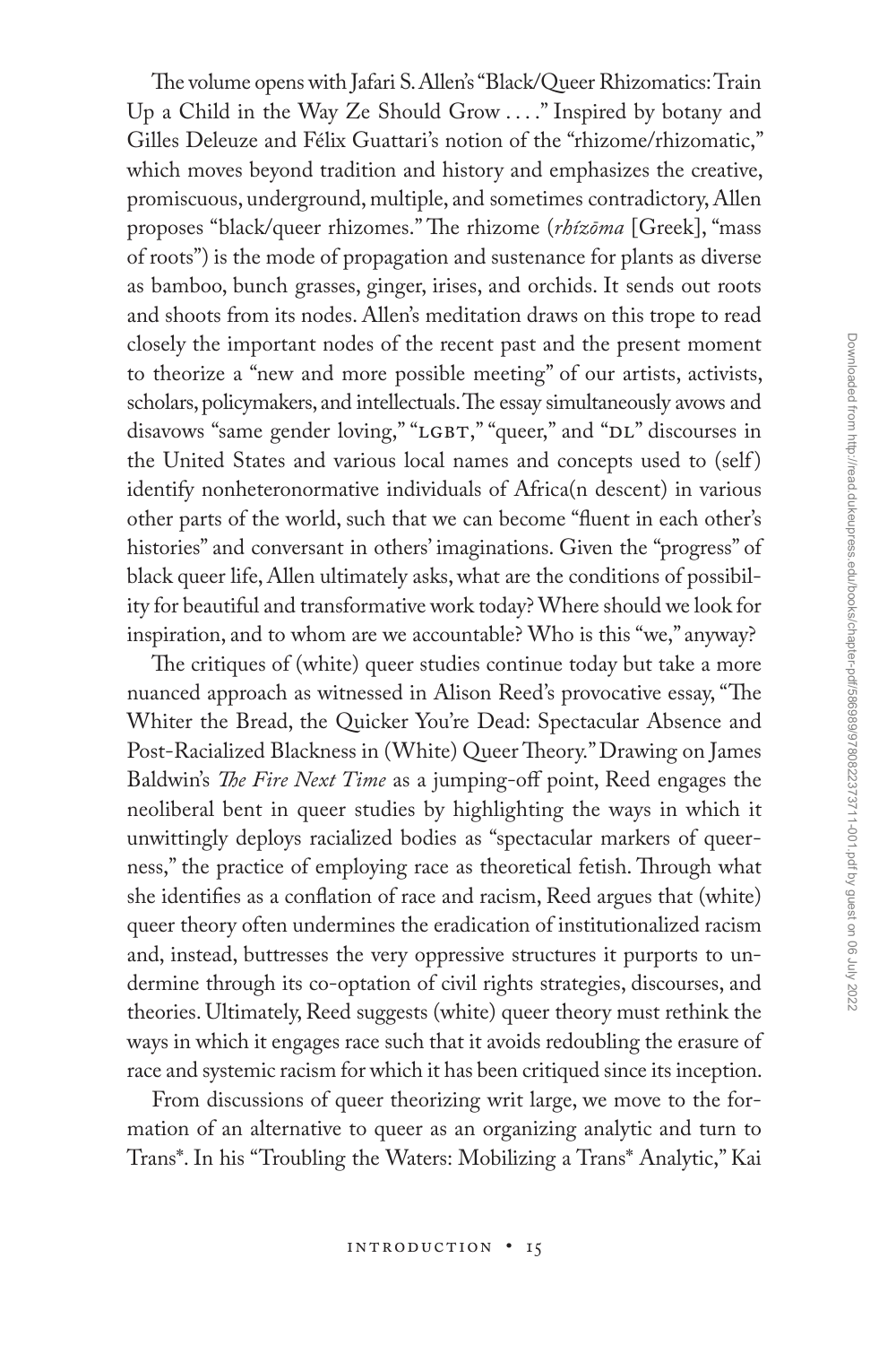The volume opens with Jafari S. Allen's "Black/Queer Rhizomatics: Train Up a Child in the Way Ze Should Grow . . . ." Inspired by botany and Gilles Deleuze and Félix Guattari's notion of the "rhizome/rhizomatic," which moves beyond tradition and history and emphasizes the creative, promiscuous, underground, multiple, and sometimes contradictory, Allen proposes "black/queer rhizomes." The rhizome (*rhízōma* [Greek], "mass of roots") is the mode of propagation and sustenance for plants as diverse as bamboo, bunch grasses, ginger, irises, and orchids. It sends out roots and shoots from its nodes. Allen's meditation draws on this trope to read closely the important nodes of the recent past and the present moment to theorize a "new and more possible meeting" of our artists, activists, scholars, policymakers, and intellectuals. The essay simultaneously avows and disavows "same gender loving," "LGBT," "queer," and "DL" discourses in the United States and various local names and concepts used to (self) identify nonheteronormative individuals of Africa(n descent) in various other parts of the world, such that we can become "fluent in each other's histories" and conversant in others' imaginations. Given the "progress" of black queer life, Allen ultimately asks, what are the conditions of possibility for beautiful and transformative work today? Where should we look for inspiration, and to whom are we accountable? Who is this "we," anyway?

The critiques of (white) queer studies continue today but take a more nuanced approach as witnessed in Alison Reed's provocative essay, "The Whiter the Bread, the Quicker You're Dead: Spectacular Absence and Post-Racialized Blackness in (White) Queer Theory." Drawing on James Baldwin's *The Fire Next Time* as a jumping-off point, Reed engages the neoliberal bent in queer studies by highlighting the ways in which it unwittingly deploys racialized bodies as "spectacular markers of queerness," the practice of employing race as theoretical fetish. Through what she identifies as a conflation of race and racism, Reed argues that (white) queer theory often undermines the eradication of institutionalized racism and, instead, buttresses the very oppressive structures it purports to undermine through its co-optation of civil rights strategies, discourses, and theories. Ultimately, Reed suggests (white) queer theory must rethink the ways in which it engages race such that it avoids redoubling the erasure of race and systemic racism for which it has been critiqued since its inception.

From discussions of queer theorizing writ large, we move to the formation of an alternative to queer as an organizing analytic and turn to Trans*. In his "Troubling the Waters: Mobilizing a Trans* Analytic," Kai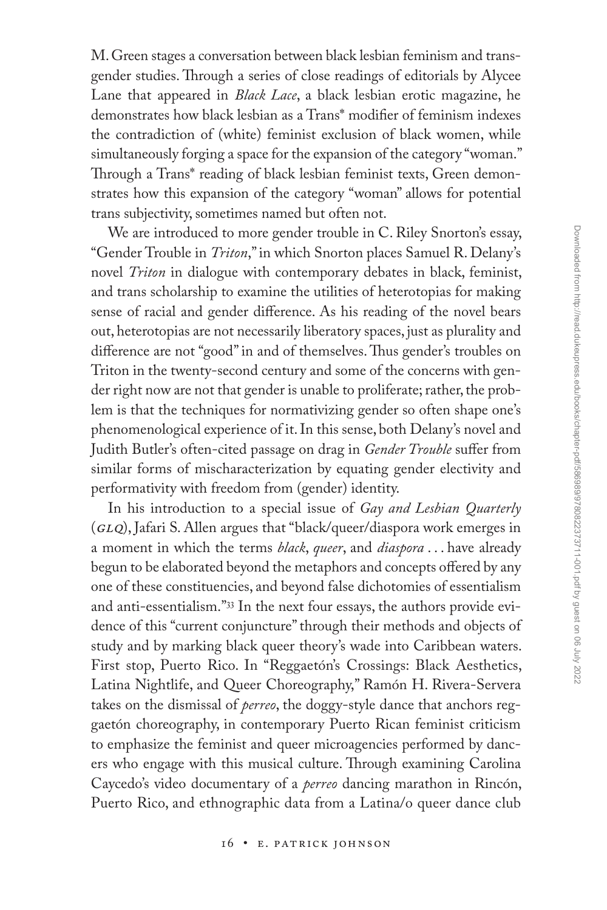M. Green stages a conversation between black lesbian feminism and transgender studies. Through a series of close readings of editorials by Alycee Lane that appeared in *Black Lace*, a black lesbian erotic magazine, he demonstrates how black lesbian as a Trans* modifier of feminism indexes the contradiction of (white) feminist exclusion of black women, while simultaneously forging a space for the expansion of the category "woman." Through a Trans* reading of black lesbian feminist texts, Green demonstrates how this expansion of the category "woman" allows for potential trans subjectivity, sometimes named but often not.

We are introduced to more gender trouble in C. Riley Snorton's essay, "Gender Trouble in *Triton*," in which Snorton places Samuel R. Delany's novel *Triton* in dialogue with contemporary debates in black, feminist, and trans scholarship to examine the utilities of heterotopias for making sense of racial and gender difference. As his reading of the novel bears out, heterotopias are not necessarily liberatory spaces, just as plurality and difference are not "good" in and of themselves. Thus gender's troubles on Triton in the twenty-second century and some of the concerns with gender right now are not that gender is unable to proliferate; rather, the problem is that the techniques for normativizing gender so often shape one's phenomenological experience of it. In this sense, both Delany's novel and Judith Butler's often-cited passage on drag in *Gender Trouble* suffer from similar forms of mischaracterization by equating gender electivity and performativity with freedom from (gender) identity.

In his introduction to a special issue of *Gay and Lesbian Quarterly* (*GLQ*), Jafari S. Allen argues that "black/queer/diaspora work emerges in a moment in which the terms *black*, *queer*, and *diaspora* . . . have already begun to be elaborated beyond the metaphors and concepts offered by any one of these constituencies, and beyond false dichotomies of essentialism and anti-essentialism."[33] In the next four essays, the authors provide evidence of this "current conjuncture" through their methods and objects of study and by marking black queer theory's wade into Caribbean waters. First stop, Puerto Rico. In "Reggaetón's Crossings: Black Aesthetics, Latina Nightlife, and Queer Choreography," Ramón H. Rivera-Servera takes on the dismissal of *perreo*, the doggy-style dance that anchors reggaetón choreography, in contemporary Puerto Rican feminist criticism to emphasize the feminist and queer microagencies performed by dancers who engage with this musical culture. Through examining Carolina Caycedo's video documentary of a *perreo* dancing marathon in Rincón, Puerto Rico, and ethnographic data from a Latina/o queer dance club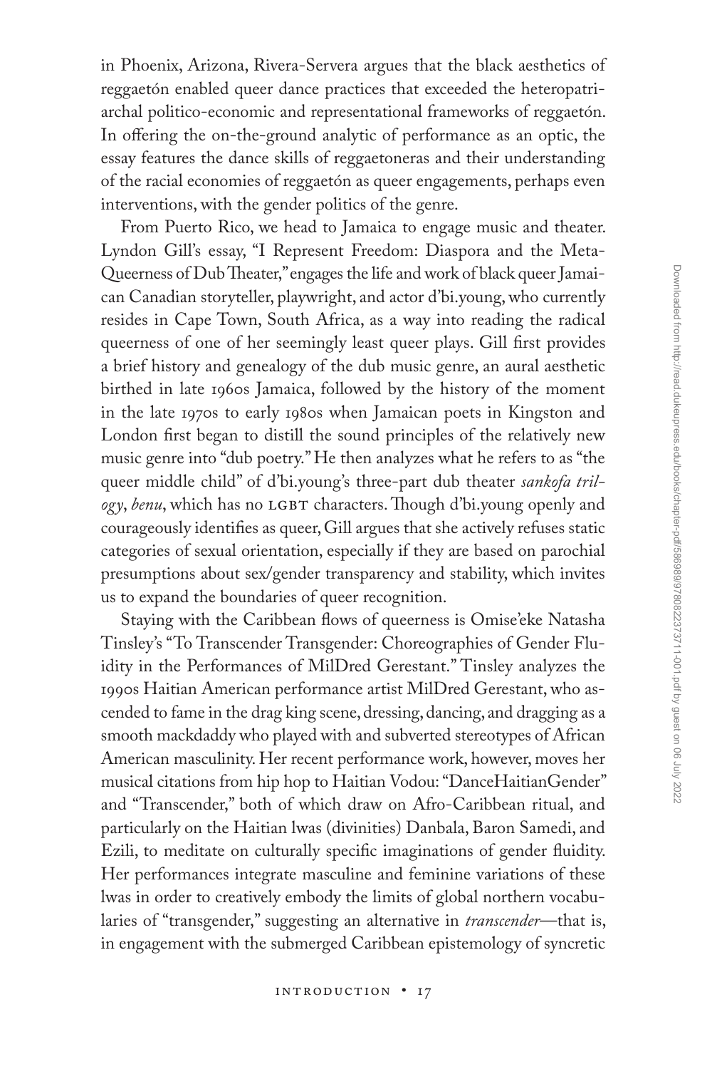in Phoenix, Arizona, Rivera-Servera argues that the black aesthetics of reggaetón enabled queer dance practices that exceeded the heteropatriarchal politico-economic and representational frameworks of reggaetón. In offering the on-the-ground analytic of performance as an optic, the essay features the dance skills of reggaetoneras and their understanding of the racial economies of reggaetón as queer engagements, perhaps even interventions, with the gender politics of the genre.

From Puerto Rico, we head to Jamaica to engage music and theater. Lyndon Gill's essay, "I Represent Freedom: Diaspora and the Meta-Queerness of Dub Theater," engages the life and work of black queer Jamaican Canadian storyteller, playwright, and actor d'bi.young, who currently resides in Cape Town, South Africa, as a way into reading the radical queerness of one of her seemingly least queer plays. Gill first provides a brief history and genealogy of the dub music genre, an aural aesthetic birthed in late 1960s Jamaica, followed by the history of the moment in the late 1970s to early 1980s when Jamaican poets in Kingston and London first began to distill the sound principles of the relatively new music genre into "dub poetry." He then analyzes what he refers to as "the queer middle child" of d'bi.young's three-part dub theater *sankofa trilogy*, *benu*, which has no LGBT characters. Though d'bi.young openly and courageously identifies as queer, Gill argues that she actively refuses static categories of sexual orientation, especially if they are based on parochial presumptions about sex/gender transparency and stability, which invites us to expand the boundaries of queer recognition.

Staying with the Caribbean flows of queerness is Omise'eke Natasha Tinsley's "To Transcender Transgender: Choreographies of Gender Fluidity in the Performances of MilDred Gerestant." Tinsley analyzes the 1990s Haitian American performance artist MilDred Gerestant, who ascended to fame in the drag king scene, dressing, dancing, and dragging as a smooth mackdaddy who played with and subverted stereotypes of African American masculinity. Her recent performance work, however, moves her musical citations from hip hop to Haitian Vodou: "DanceHaitianGender" and "Transcender," both of which draw on Afro-Caribbean ritual, and particularly on the Haitian lwas (divinities) Danbala, Baron Samedi, and Ezili, to meditate on culturally specific imaginations of gender fluidity. Her performances integrate masculine and feminine variations of these lwas in order to creatively embody the limits of global northern vocabularies of "transgender," suggesting an alternative in *transcender*—that is, in engagement with the submerged Caribbean epistemology of syncretic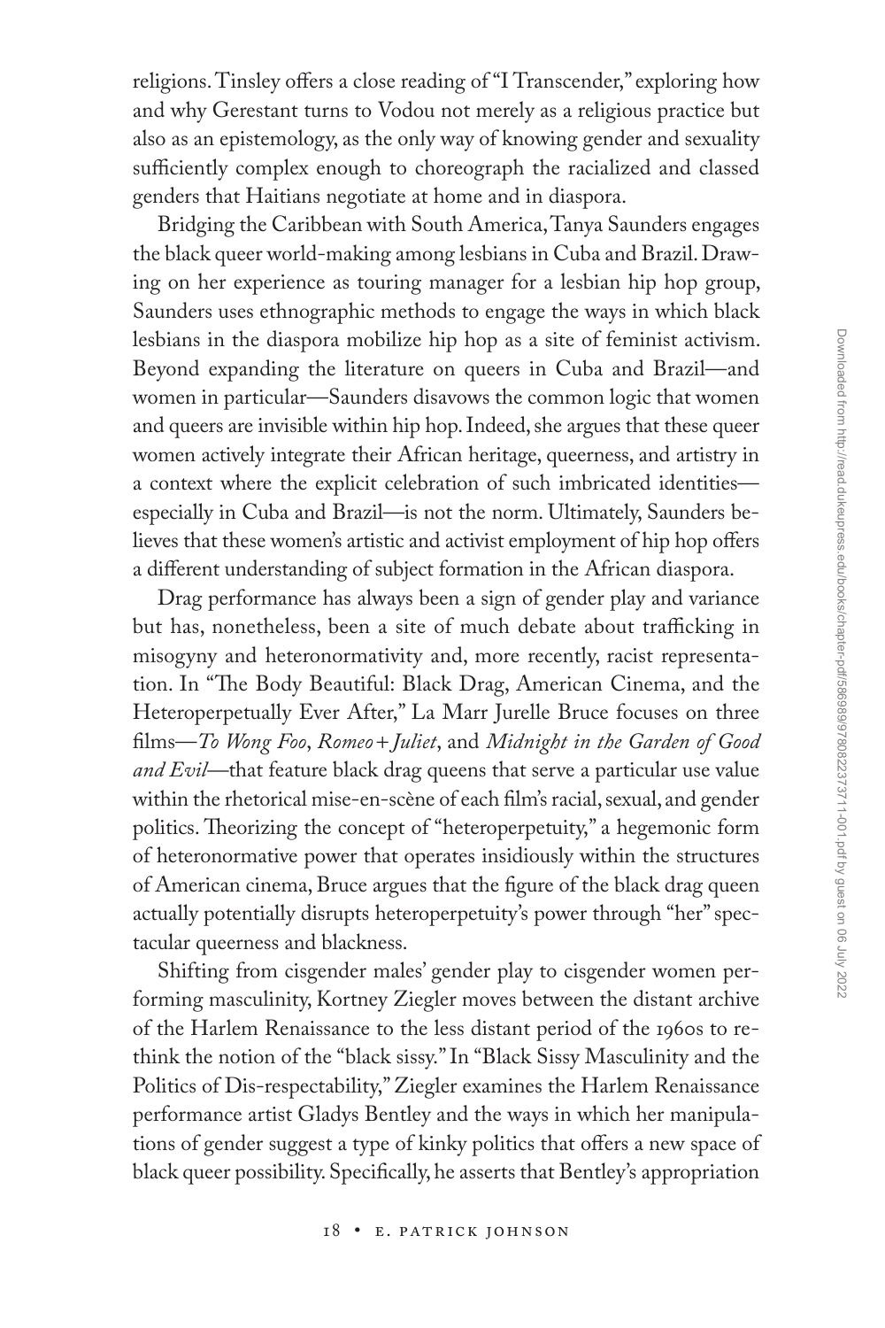religions. Tinsley offers a close reading of "I Transcender," exploring how and why Gerestant turns to Vodou not merely as a religious practice but also as an epistemology, as the only way of knowing gender and sexuality sufficiently complex enough to choreograph the racialized and classed genders that Haitians negotiate at home and in diaspora.

Bridging the Caribbean with South America, Tanya Saunders engages the black queer world-making among lesbians in Cuba and Brazil. Drawing on her experience as touring manager for a lesbian hip hop group, Saunders uses ethnographic methods to engage the ways in which black lesbians in the diaspora mobilize hip hop as a site of feminist activism. Beyond expanding the literature on queers in Cuba and Brazil—and women in particular—Saunders disavows the common logic that women and queers are invisible within hip hop. Indeed, she argues that these queer women actively integrate their African heritage, queerness, and artistry in a context where the explicit celebration of such imbricated identities—especially in Cuba and Brazil—is not the norm. Ultimately, Saunders believes that these women's artistic and activist employment of hip hop offers a different understanding of subject formation in the African diaspora.

Drag performance has always been a sign of gender play and variance but has, nonetheless, been a site of much debate about trafficking in misogyny and heteronormativity and, more recently, racist representation. In "The Body Beautiful: Black Drag, American Cinema, and the Heteroperpetually Ever After," La Marr Jurelle Bruce focuses on three films—*To Wong Foo*, *Romeo+Juliet*, and *Midnight in the Garden of Good and Evil*—that feature black drag queens that serve a particular use value within the rhetorical mise-en-scène of each film's racial, sexual, and gender politics. Theorizing the concept of "heteroperpetuity," a hegemonic form of heteronormative power that operates insidiously within the structures of American cinema, Bruce argues that the figure of the black drag queen actually potentially disrupts heteroperpetuity's power through "her" spectacular queerness and blackness.

Shifting from cisgender males' gender play to cisgender women performing masculinity, Kortney Ziegler moves between the distant archive of the Harlem Renaissance to the less distant period of the 1960s to rethink the notion of the "black sissy." In "Black Sissy Masculinity and the Politics of Dis-respectability," Ziegler examines the Harlem Renaissance performance artist Gladys Bentley and the ways in which her manipulations of gender suggest a type of kinky politics that offers a new space of black queer possibility. Specifically, he asserts that Bentley's appropriation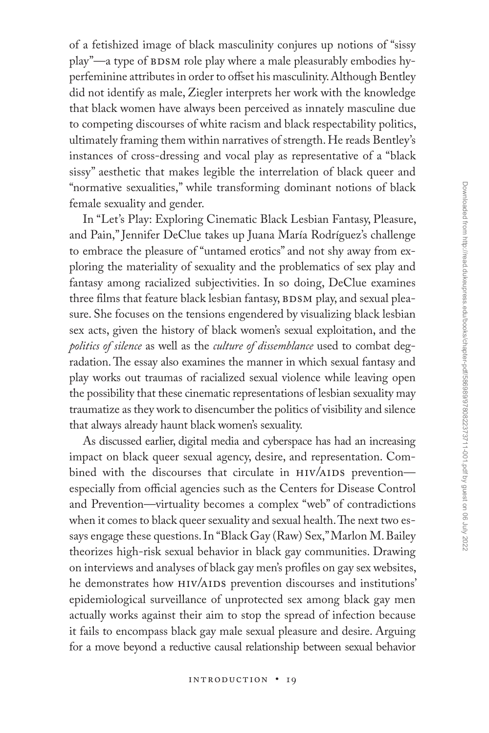of a fetishized image of black masculinity conjures up notions of "sissy play"—a type of BDSM role play where a male pleasurably embodies hyperfeminine attributes in order to offset his masculinity. Although Bentley did not identify as male, Ziegler interprets her work with the knowledge that black women have always been perceived as innately masculine due to competing discourses of white racism and black respectability politics, ultimately framing them within narratives of strength. He reads Bentley's instances of cross-dressing and vocal play as representative of a "black sissy" aesthetic that makes legible the interrelation of black queer and "normative sexualities," while transforming dominant notions of black female sexuality and gender.

In "Let's Play: Exploring Cinematic Black Lesbian Fantasy, Pleasure, and Pain," Jennifer DeClue takes up Juana María Rodríguez's challenge to embrace the pleasure of "untamed erotics" and not shy away from exploring the materiality of sexuality and the problematics of sex play and fantasy among racialized subjectivities. In so doing, DeClue examines three films that feature black lesbian fantasy, BDSM play, and sexual pleasure. She focuses on the tensions engendered by visualizing black lesbian sex acts, given the history of black women's sexual exploitation, and the *politics of silence* as well as the *culture of dissemblance* used to combat degradation. The essay also examines the manner in which sexual fantasy and play works out traumas of racialized sexual violence while leaving open the possibility that these cinematic representations of lesbian sexuality may traumatize as they work to disencumber the politics of visibility and silence that always already haunt black women's sexuality.

As discussed earlier, digital media and cyberspace has had an increasing impact on black queer sexual agency, desire, and representation. Combined with the discourses that circulate in HIV/AIDS prevention—especially from official agencies such as the Centers for Disease Control and Prevention—virtuality becomes a complex "web" of contradictions when it comes to black queer sexuality and sexual health. The next two essays engage these questions. In "Black Gay (Raw) Sex," Marlon M. Bailey theorizes high-risk sexual behavior in black gay communities. Drawing on interviews and analyses of black gay men's profiles on gay sex websites, he demonstrates how HIV/AIDS prevention discourses and institutions' epidemiological surveillance of unprotected sex among black gay men actually works against their aim to stop the spread of infection because it fails to encompass black gay male sexual pleasure and desire. Arguing for a move beyond a reductive causal relationship between sexual behavior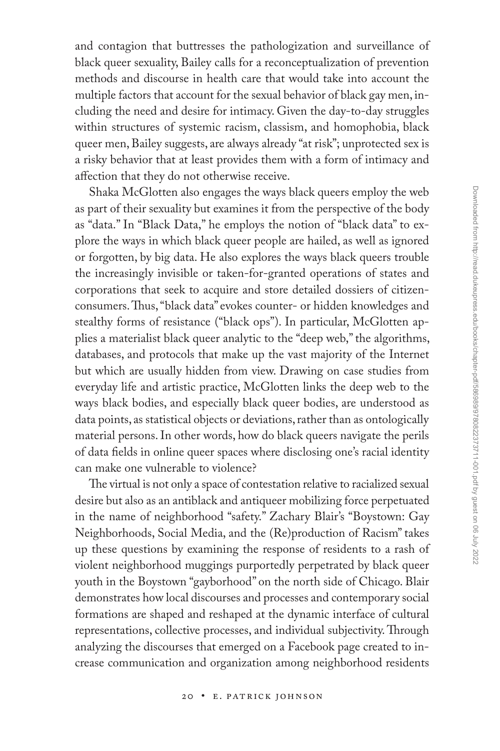and contagion that buttresses the pathologization and surveillance of black queer sexuality, Bailey calls for a reconceptualization of prevention methods and discourse in health care that would take into account the multiple factors that account for the sexual behavior of black gay men, including the need and desire for intimacy. Given the day-to-day struggles within structures of systemic racism, classism, and homophobia, black queer men, Bailey suggests, are always already "at risk"; unprotected sex is a risky behavior that at least provides them with a form of intimacy and affection that they do not otherwise receive.

Shaka McGlotten also engages the ways black queers employ the web as part of their sexuality but examines it from the perspective of the body as "data." In "Black Data," he employs the notion of "black data" to explore the ways in which black queer people are hailed, as well as ignored or forgotten, by big data. He also explores the ways black queers trouble the increasingly invisible or taken-for-granted operations of states and corporations that seek to acquire and store detailed dossiers of citizen-consumers. Thus, "black data" evokes counter- or hidden knowledges and stealthy forms of resistance ("black ops"). In particular, McGlotten applies a materialist black queer analytic to the "deep web," the algorithms, databases, and protocols that make up the vast majority of the Internet but which are usually hidden from view. Drawing on case studies from everyday life and artistic practice, McGlotten links the deep web to the ways black bodies, and especially black queer bodies, are understood as data points, as statistical objects or deviations, rather than as ontologically material persons. In other words, how do black queers navigate the perils of data fields in online queer spaces where disclosing one's racial identity can make one vulnerable to violence?

The virtual is not only a space of contestation relative to racialized sexual desire but also as an antiblack and antiqueer mobilizing force perpetuated in the name of neighborhood "safety." Zachary Blair's "Boystown: Gay Neighborhoods, Social Media, and the (Re)production of Racism" takes up these questions by examining the response of residents to a rash of violent neighborhood muggings purportedly perpetrated by black queer youth in the Boystown "gayborhood" on the north side of Chicago. Blair demonstrates how local discourses and processes and contemporary social formations are shaped and reshaped at the dynamic interface of cultural representations, collective processes, and individual subjectivity. Through analyzing the discourses that emerged on a Facebook page created to increase communication and organization among neighborhood residents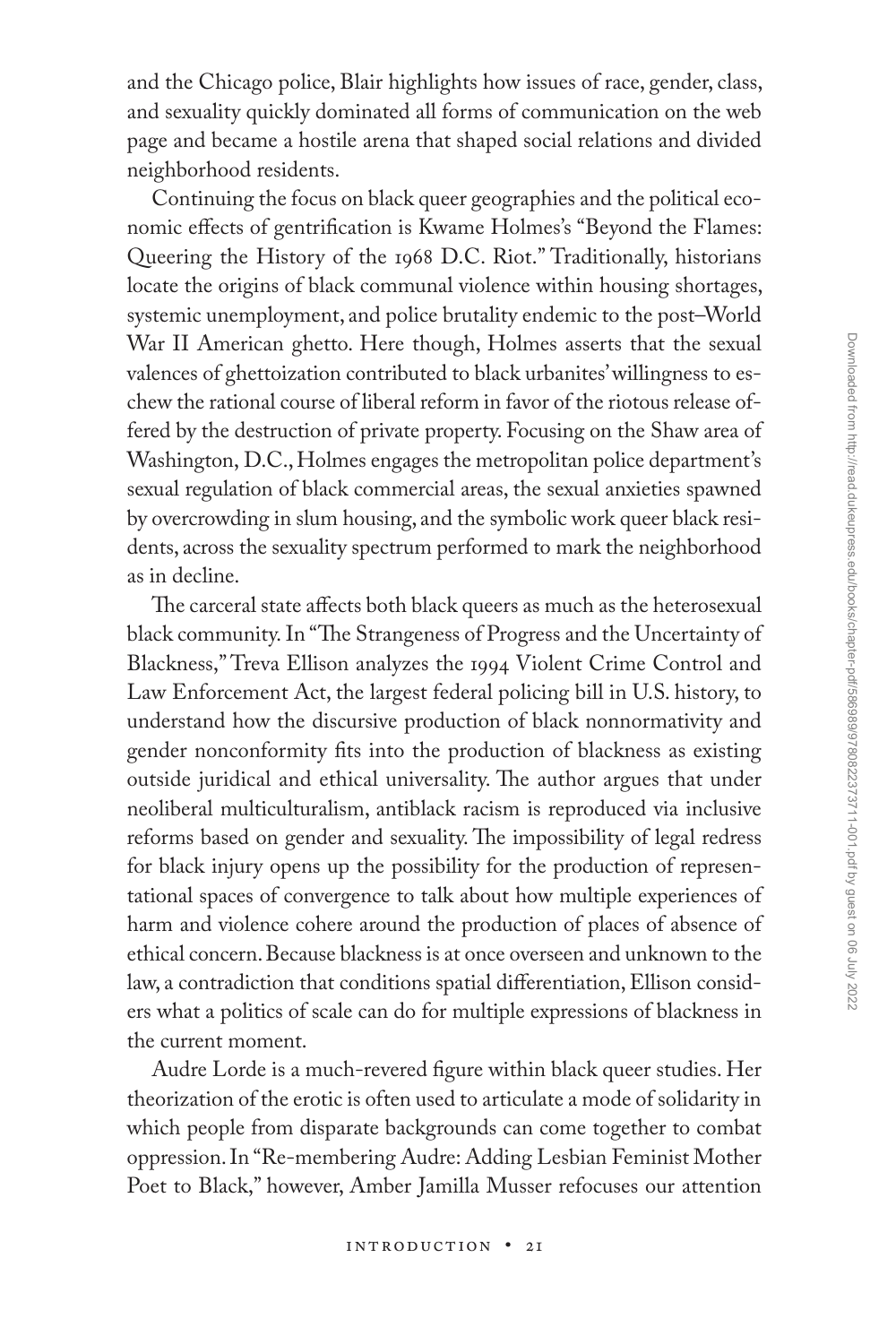and the Chicago police, Blair highlights how issues of race, gender, class, and sexuality quickly dominated all forms of communication on the web page and became a hostile arena that shaped social relations and divided neighborhood residents.

Continuing the focus on black queer geographies and the political economic effects of gentrification is Kwame Holmes's "Beyond the Flames: Queering the History of the 1968 D.C. Riot." Traditionally, historians locate the origins of black communal violence within housing shortages, systemic unemployment, and police brutality endemic to the post–World War II American ghetto. Here though, Holmes asserts that the sexual valences of ghettoization contributed to black urbanites' willingness to eschew the rational course of liberal reform in favor of the riotous release offered by the destruction of private property. Focusing on the Shaw area of Washington, D.C., Holmes engages the metropolitan police department's sexual regulation of black commercial areas, the sexual anxieties spawned by overcrowding in slum housing, and the symbolic work queer black residents, across the sexuality spectrum performed to mark the neighborhood as in decline.

The carceral state affects both black queers as much as the heterosexual black community. In "The Strangeness of Progress and the Uncertainty of Blackness," Treva Ellison analyzes the 1994 Violent Crime Control and Law Enforcement Act, the largest federal policing bill in U.S. history, to understand how the discursive production of black nonnormativity and gender nonconformity fits into the production of blackness as existing outside juridical and ethical universality. The author argues that under neoliberal multiculturalism, antiblack racism is reproduced via inclusive reforms based on gender and sexuality. The impossibility of legal redress for black injury opens up the possibility for the production of representational spaces of convergence to talk about how multiple experiences of harm and violence cohere around the production of places of absence of ethical concern. Because blackness is at once overseen and unknown to the law, a contradiction that conditions spatial differentiation, Ellison considers what a politics of scale can do for multiple expressions of blackness in the current moment.

Audre Lorde is a much-revered figure within black queer studies. Her theorization of the erotic is often used to articulate a mode of solidarity in which people from disparate backgrounds can come together to combat oppression. In "Re-membering Audre: Adding Lesbian Feminist Mother Poet to Black," however, Amber Jamilla Musser refocuses our attention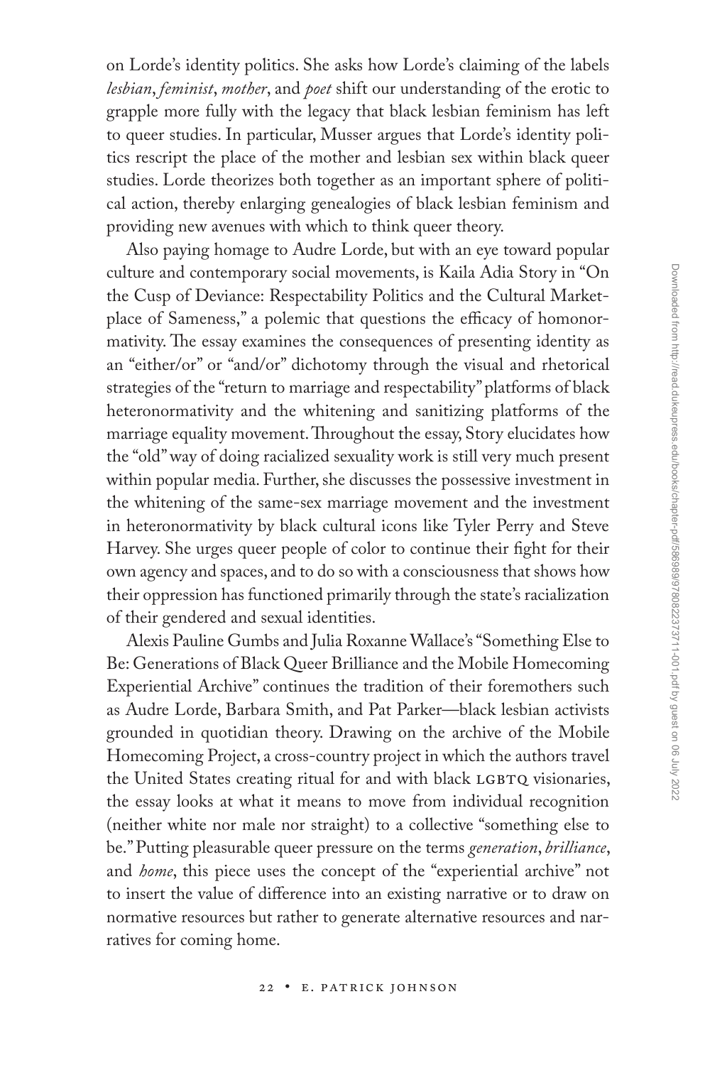on Lorde's identity politics. She asks how Lorde's claiming of the labels *lesbian*, *feminist*, *mother*, and *poet* shift our understanding of the erotic to grapple more fully with the legacy that black lesbian feminism has left to queer studies. In particular, Musser argues that Lorde's identity politics rescript the place of the mother and lesbian sex within black queer studies. Lorde theorizes both together as an important sphere of political action, thereby enlarging genealogies of black lesbian feminism and providing new avenues with which to think queer theory.

Also paying homage to Audre Lorde, but with an eye toward popular culture and contemporary social movements, is Kaila Adia Story in "On the Cusp of Deviance: Respectability Politics and the Cultural Marketplace of Sameness," a polemic that questions the efficacy of homonormativity. The essay examines the consequences of presenting identity as an "either/or" or "and/or" dichotomy through the visual and rhetorical strategies of the "return to marriage and respectability" platforms of black heteronormativity and the whitening and sanitizing platforms of the marriage equality movement. Throughout the essay, Story elucidates how the "old" way of doing racialized sexuality work is still very much present within popular media. Further, she discusses the possessive investment in the whitening of the same-sex marriage movement and the investment in heteronormativity by black cultural icons like Tyler Perry and Steve Harvey. She urges queer people of color to continue their fight for their own agency and spaces, and to do so with a consciousness that shows how their oppression has functioned primarily through the state's racialization of their gendered and sexual identities.

Alexis Pauline Gumbs and Julia Roxanne Wallace's "Something Else to Be: Generations of Black Queer Brilliance and the Mobile Homecoming Experiential Archive" continues the tradition of their foremothers such as Audre Lorde, Barbara Smith, and Pat Parker—black lesbian activists grounded in quotidian theory. Drawing on the archive of the Mobile Homecoming Project, a cross-country project in which the authors travel the United States creating ritual for and with black LGBTQ visionaries, the essay looks at what it means to move from individual recognition (neither white nor male nor straight) to a collective "something else to be." Putting pleasurable queer pressure on the terms *generation*, *brilliance*, and *home*, this piece uses the concept of the "experiential archive" not to insert the value of difference into an existing narrative or to draw on normative resources but rather to generate alternative resources and narratives for coming home.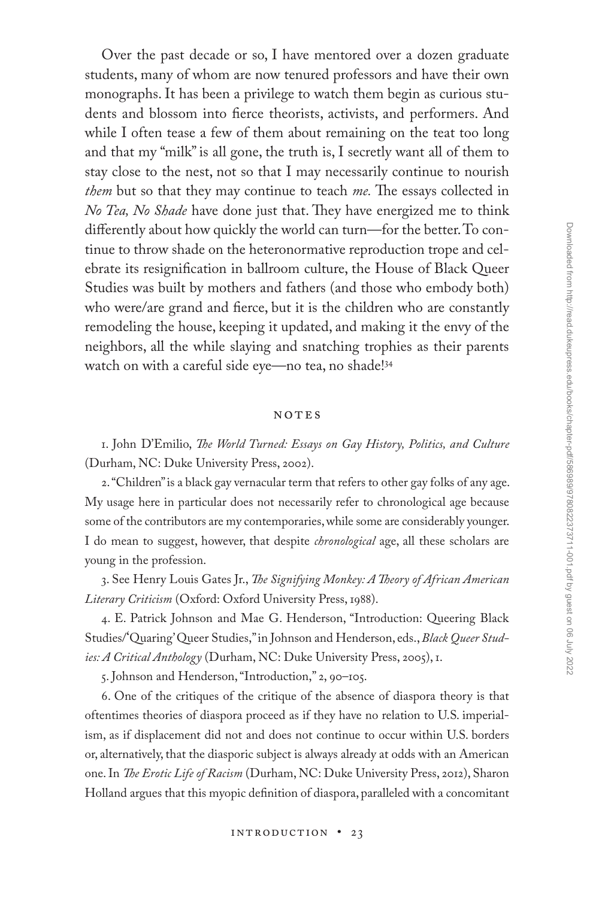Over the past decade or so, I have mentored over a dozen graduate students, many of whom are now tenured professors and have their own monographs. It has been a privilege to watch them begin as curious students and blossom into fierce theorists, activists, and performers. And while I often tease a few of them about remaining on the teat too long and that my "milk" is all gone, the truth is, I secretly want all of them to stay close to the nest, not so that I may necessarily continue to nourish *them* but so that they may continue to teach *me*. The essays collected in *No Tea, No Shade* have done just that. They have energized me to think differently about how quickly the world can turn—for the better. To continue to throw shade on the heteronormative reproduction trope and celebrate its resignification in ballroom culture, the House of Black Queer Studies was built by mothers and fathers (and those who embody both) who were/are grand and fierce, but it is the children who are constantly remodeling the house, keeping it updated, and making it the envy of the neighbors, all the while slaying and snatching trophies as their parents watch on with a careful side eye—no tea, no shade![34]

## NOTES

1. John D'Emilio, *The World Turned: Essays on Gay History, Politics, and Culture* (Durham, NC: Duke University Press, 2002).

2. "Children" is a black gay vernacular term that refers to other gay folks of any age. My usage here in particular does not necessarily refer to chronological age because some of the contributors are my contemporaries, while some are considerably younger. I do mean to suggest, however, that despite *chronological* age, all these scholars are young in the profession.

3. See Henry Louis Gates Jr., *The Signifying Monkey: A Theory of African American Literary Criticism* (Oxford: Oxford University Press, 1988).

4. E. Patrick Johnson and Mae G. Henderson, "Introduction: Queering Black Studies/'Quaring' Queer Studies," in Johnson and Henderson, eds., *Black Queer Studies: A Critical Anthology* (Durham, NC: Duke University Press, 2005), 1.

5. Johnson and Henderson, "Introduction," 2, 90–105.

6. One of the critiques of the critique of the absence of diaspora theory is that oftentimes theories of diaspora proceed as if they have no relation to U.S. imperialism, as if displacement did not and does not continue to occur within U.S. borders or, alternatively, that the diasporic subject is always already at odds with an American one. In *The Erotic Life of Racism* (Durham, NC: Duke University Press, 2012), Sharon Holland argues that this myopic definition of diaspora, paralleled with a concomitant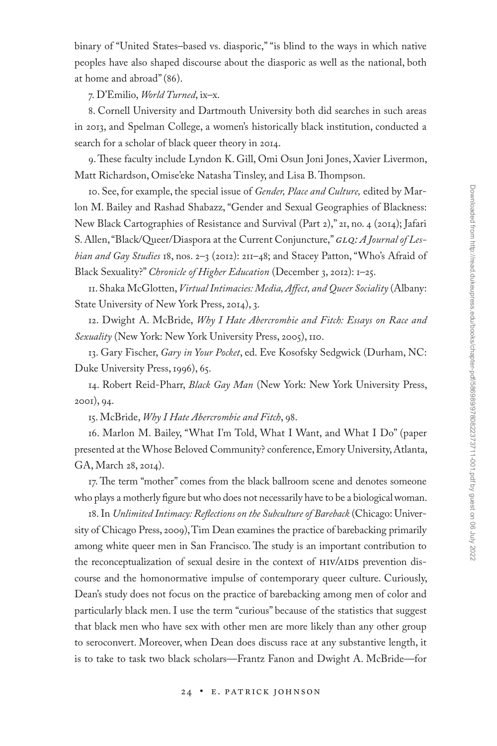binary of "United States–based vs. diasporic," "is blind to the ways in which native peoples have also shaped discourse about the diasporic as well as the national, both at home and abroad" (86).

7. D'Emilio, *World Turned*, ix–x.

8. Cornell University and Dartmouth University both did searches in such areas in 2013, and Spelman College, a women's historically black institution, conducted a search for a scholar of black queer theory in 2014.

9. These faculty include Lyndon K. Gill, Omi Osun Joni Jones, Xavier Livermon, Matt Richardson, Omise'eke Natasha Tinsley, and Lisa B. Thompson.

10. See, for example, the special issue of *Gender, Place and Culture,* edited by Marlon M. Bailey and Rashad Shabazz, "Gender and Sexual Geographies of Blackness: New Black Cartographies of Resistance and Survival (Part 2)," 21, no. 4 (2014); Jafari S. Allen, "Black/Queer/Diaspora at the Current Conjuncture," *GLQ: A Journal of Lesbian and Gay Studies* 18, nos. 2–3 (2012): 211–48; and Stacey Patton, "Who's Afraid of Black Sexuality?" *Chronicle of Higher Education* (December 3, 2012): 1–25.

11. Shaka McGlotten, *Virtual Intimacies: Media, Affect, and Queer Sociality* (Albany: State University of New York Press, 2014), 3.

12. Dwight A. McBride, *Why I Hate Abercrombie and Fitch: Essays on Race and Sexuality* (New York: New York University Press, 2005), 110.

13. Gary Fischer, *Gary in Your Pocket*, ed. Eve Kosofsky Sedgwick (Durham, NC: Duke University Press, 1996), 65.

14. Robert Reid-Pharr, *Black Gay Man* (New York: New York University Press, 2001), 94.

15. McBride, *Why I Hate Abercrombie and Fitch*, 98.

16. Marlon M. Bailey, "What I'm Told, What I Want, and What I Do" (paper presented at the Whose Beloved Community? conference, Emory University, Atlanta, GA, March 28, 2014).

17. The term "mother" comes from the black ballroom scene and denotes someone who plays a motherly figure but who does not necessarily have to be a biological woman.

18. In *Unlimited Intimacy: Reflections on the Subculture of Bareback* (Chicago: University of Chicago Press, 2009), Tim Dean examines the practice of barebacking primarily among white queer men in San Francisco. The study is an important contribution to the reconceptualization of sexual desire in the context of HIV/AIDS prevention discourse and the homonormative impulse of contemporary queer culture. Curiously, Dean's study does not focus on the practice of barebacking among men of color and particularly black men. I use the term "curious" because of the statistics that suggest that black men who have sex with other men are more likely than any other group to seroconvert. Moreover, when Dean does discuss race at any substantive length, it is to take to task two black scholars—Frantz Fanon and Dwight A. McBride—for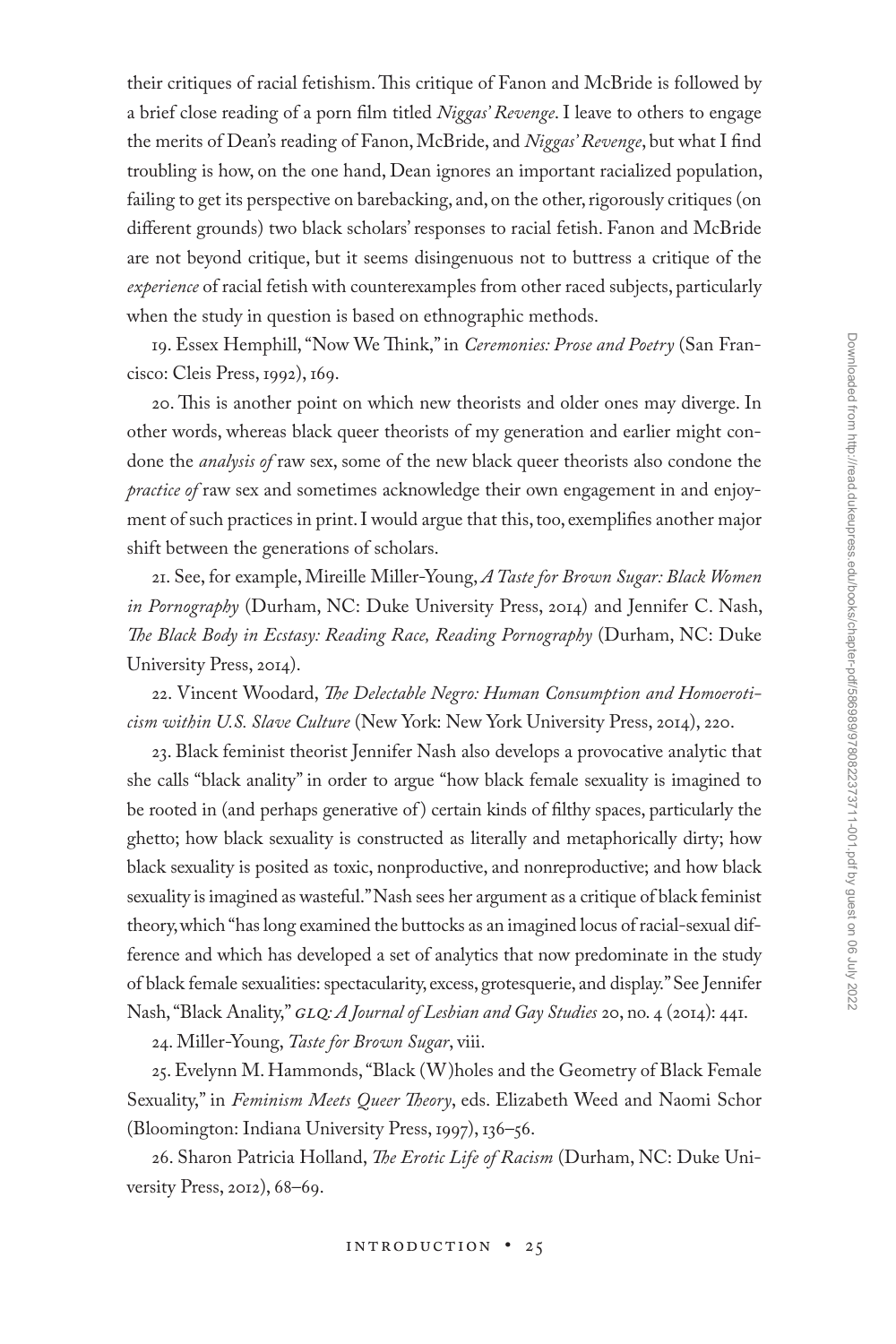their critiques of racial fetishism. This critique of Fanon and McBride is followed by a brief close reading of a porn film titled *Niggas' Revenge*. I leave to others to engage the merits of Dean's reading of Fanon, McBride, and *Niggas' Revenge*, but what I find troubling is how, on the one hand, Dean ignores an important racialized population, failing to get its perspective on barebacking, and, on the other, rigorously critiques (on different grounds) two black scholars' responses to racial fetish. Fanon and McBride are not beyond critique, but it seems disingenuous not to buttress a critique of the *experience* of racial fetish with counterexamples from other raced subjects, particularly when the study in question is based on ethnographic methods.

19. Essex Hemphill, "Now We Think," in *Ceremonies: Prose and Poetry* (San Francisco: Cleis Press, 1992), 169.

20. This is another point on which new theorists and older ones may diverge. In other words, whereas black queer theorists of my generation and earlier might condone the *analysis of* raw sex, some of the new black queer theorists also condone the *practice of* raw sex and sometimes acknowledge their own engagement in and enjoyment of such practices in print. I would argue that this, too, exemplifies another major shift between the generations of scholars.

21. See, for example, Mireille Miller-Young, *A Taste for Brown Sugar: Black Women in Pornography* (Durham, NC: Duke University Press, 2014) and Jennifer C. Nash, *The Black Body in Ecstasy: Reading Race, Reading Pornography* (Durham, NC: Duke University Press, 2014).

22. Vincent Woodard, *The Delectable Negro: Human Consumption and Homoeroticism within U.S. Slave Culture* (New York: New York University Press, 2014), 220.

23. Black feminist theorist Jennifer Nash also develops a provocative analytic that she calls "black anality" in order to argue "how black female sexuality is imagined to be rooted in (and perhaps generative of) certain kinds of filthy spaces, particularly the ghetto; how black sexuality is constructed as literally and metaphorically dirty; how black sexuality is posited as toxic, nonproductive, and nonreproductive; and how black sexuality is imagined as wasteful." Nash sees her argument as a critique of black feminist theory, which "has long examined the buttocks as an imagined locus of racial-sexual difference and which has developed a set of analytics that now predominate in the study of black female sexualities: spectacularity, excess, grotesquerie, and display." See Jennifer Nash, "Black Anality," *GLQ: A Journal of Lesbian and Gay Studies* 20, no. 4 (2014): 441.

24. Miller-Young, *Taste for Brown Sugar*, viii.

25. Evelynn M. Hammonds, "Black (W)holes and the Geometry of Black Female Sexuality," in *Feminism Meets Queer Theory*, eds. Elizabeth Weed and Naomi Schor (Bloomington: Indiana University Press, 1997), 136–56.

26. Sharon Patricia Holland, *The Erotic Life of Racism* (Durham, NC: Duke University Press, 2012), 68–69.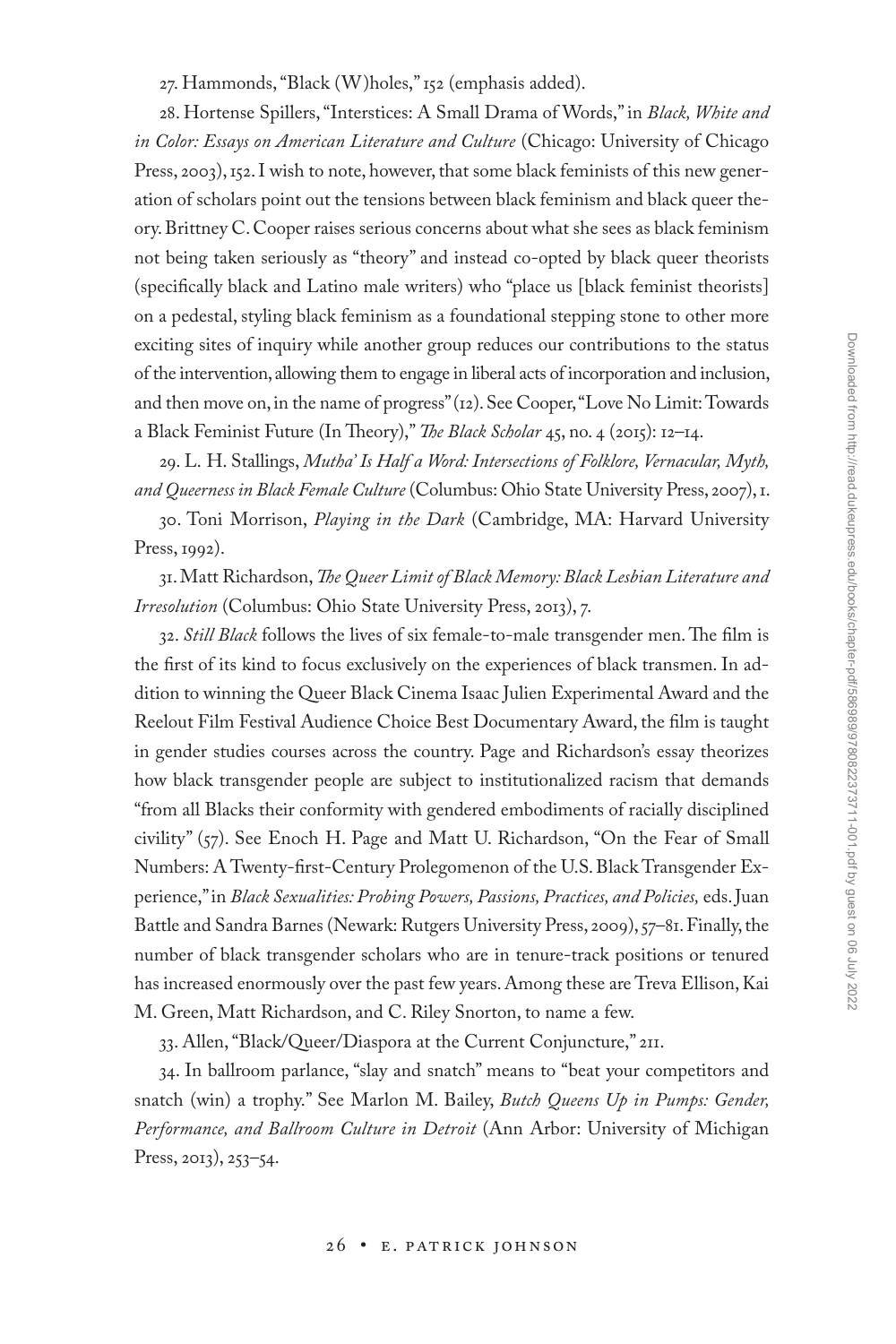27. Hammonds, "Black (W)holes," 152 (emphasis added).

28. Hortense Spillers, "Interstices: A Small Drama of Words," in *Black, White and in Color: Essays on American Literature and Culture* (Chicago: University of Chicago Press, 2003), 152. I wish to note, however, that some black feminists of this new generation of scholars point out the tensions between black feminism and black queer theory. Brittney C. Cooper raises serious concerns about what she sees as black feminism not being taken seriously as "theory" and instead co-opted by black queer theorists (specifically black and Latino male writers) who "place us [black feminist theorists] on a pedestal, styling black feminism as a foundational stepping stone to other more exciting sites of inquiry while another group reduces our contributions to the status of the intervention, allowing them to engage in liberal acts of incorporation and inclusion, and then move on, in the name of progress" (12). See Cooper, "Love No Limit: Towards a Black Feminist Future (In Theory)," *The Black Scholar* 45, no. 4 (2015): 12–14.

29. L. H. Stallings, *Mutha' Is Half a Word: Intersections of Folklore, Vernacular, Myth, and Queerness in Black Female Culture* (Columbus: Ohio State University Press, 2007), 1.

30. Toni Morrison, *Playing in the Dark* (Cambridge, MA: Harvard University Press, 1992).

31. Matt Richardson, *The Queer Limit of Black Memory: Black Lesbian Literature and Irresolution* (Columbus: Ohio State University Press, 2013), 7.

32. *Still Black* follows the lives of six female-to-male transgender men. The film is the first of its kind to focus exclusively on the experiences of black transmen. In addition to winning the Queer Black Cinema Isaac Julien Experimental Award and the Reelout Film Festival Audience Choice Best Documentary Award, the film is taught in gender studies courses across the country. Page and Richardson's essay theorizes how black transgender people are subject to institutionalized racism that demands "from all Blacks their conformity with gendered embodiments of racially disciplined civility" (57). See Enoch H. Page and Matt U. Richardson, "On the Fear of Small Numbers: A Twenty-first-Century Prolegomenon of the U.S. Black Transgender Experience," in *Black Sexualities: Probing Powers, Passions, Practices, and Policies,* eds. Juan Battle and Sandra Barnes (Newark: Rutgers University Press, 2009), 57–81. Finally, the number of black transgender scholars who are in tenure-track positions or tenured has increased enormously over the past few years. Among these are Treva Ellison, Kai M. Green, Matt Richardson, and C. Riley Snorton, to name a few.

33. Allen, "Black/Queer/Diaspora at the Current Conjuncture," 211.

34. In ballroom parlance, "slay and snatch" means to "beat your competitors and snatch (win) a trophy." See Marlon M. Bailey, *Butch Queens Up in Pumps: Gender, Performance, and Ballroom Culture in Detroit* (Ann Arbor: University of Michigan Press, 2013), 253–54.